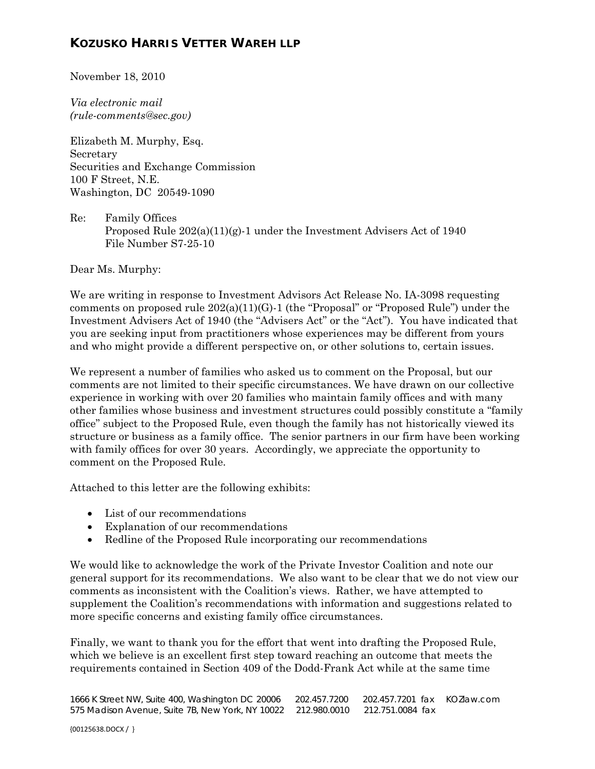# KOZUSKO HARRIS VETTER WAREH LLP

November 18, 2010

*Via electronic mail*
*(rule-comments@sec.gov)*

Elizabeth M. Murphy, Esq.
Secretary
Securities and Exchange Commission
100 F Street, N.E.
Washington, DC 20549-1090

Re: Family Offices
Proposed Rule 202(a)(11)(g)-1 under the Investment Advisers Act of 1940
File Number S7-25-10

Dear Ms. Murphy:

We are writing in response to Investment Advisors Act Release No. IA-3098 requesting comments on proposed rule 202(a)(11)(G)-1 (the "Proposal" or "Proposed Rule") under the Investment Advisers Act of 1940 (the "Advisers Act" or the "Act"). You have indicated that you are seeking input from practitioners whose experiences may be different from yours and who might provide a different perspective on, or other solutions to, certain issues.

We represent a number of families who asked us to comment on the Proposal, but our comments are not limited to their specific circumstances. We have drawn on our collective experience in working with over 20 families who maintain family offices and with many other families whose business and investment structures could possibly constitute a "family office" subject to the Proposed Rule, even though the family has not historically viewed its structure or business as a family office. The senior partners in our firm have been working with family offices for over 30 years. Accordingly, we appreciate the opportunity to comment on the Proposed Rule.

Attached to this letter are the following exhibits:

- List of our recommendations
- Explanation of our recommendations
- Redline of the Proposed Rule incorporating our recommendations

We would like to acknowledge the work of the Private Investor Coalition and note our general support for its recommendations. We also want to be clear that we do not view our comments as inconsistent with the Coalition's views. Rather, we have attempted to supplement the Coalition's recommendations with information and suggestions related to more specific concerns and existing family office circumstances.

Finally, we want to thank you for the effort that went into drafting the Proposed Rule, which we believe is an excellent first step toward reaching an outcome that meets the requirements contained in Section 409 of the Dodd-Frank Act while at the same time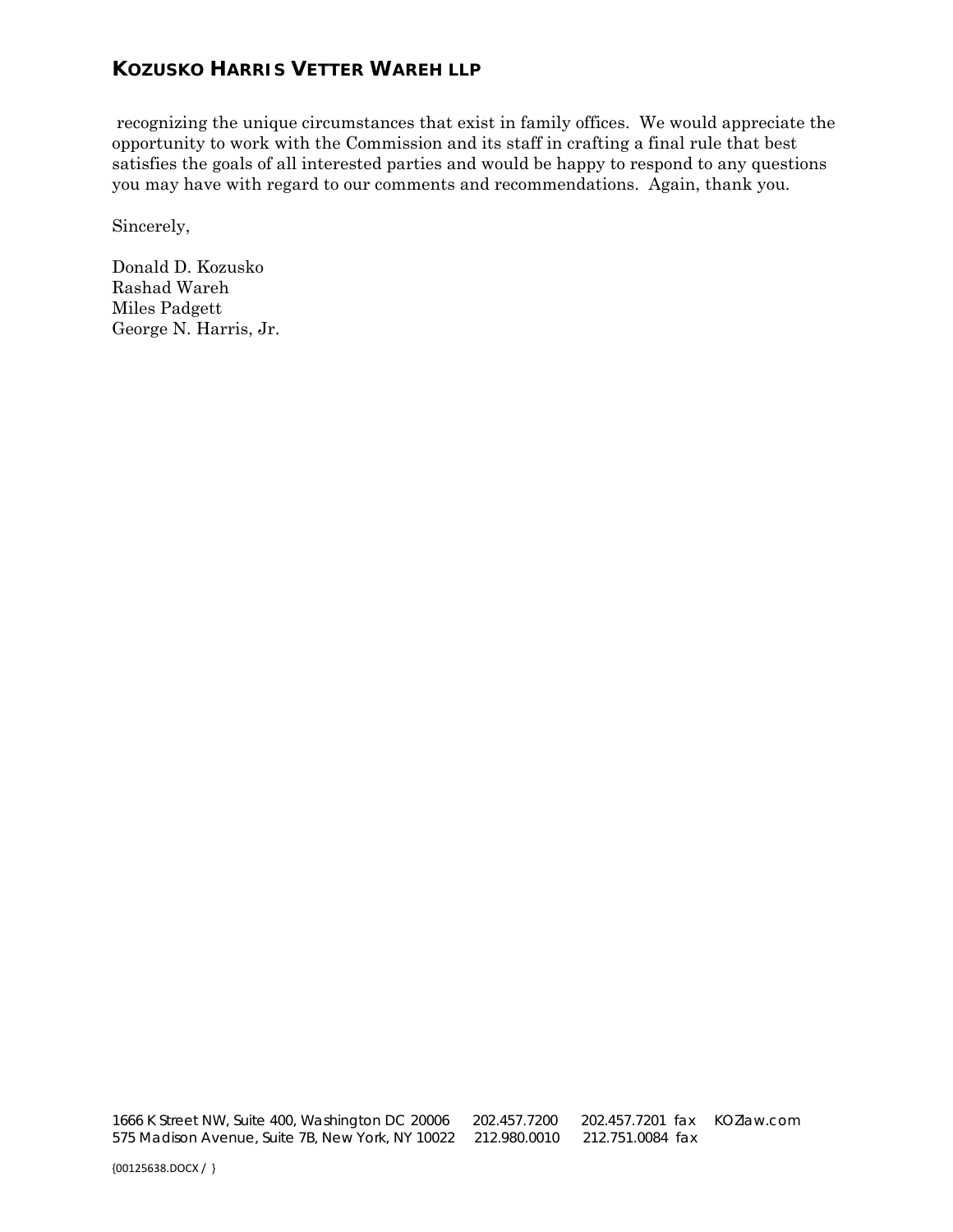recognizing the unique circumstances that exist in family offices. We would appreciate the opportunity to work with the Commission and its staff in crafting a final rule that best satisfies the goals of all interested parties and would be happy to respond to any questions you may have with regard to our comments and recommendations. Again, thank you.

Sincerely,

Donald D. Kozusko
Rashad Wareh
Miles Padgett
George N. Harris, Jr.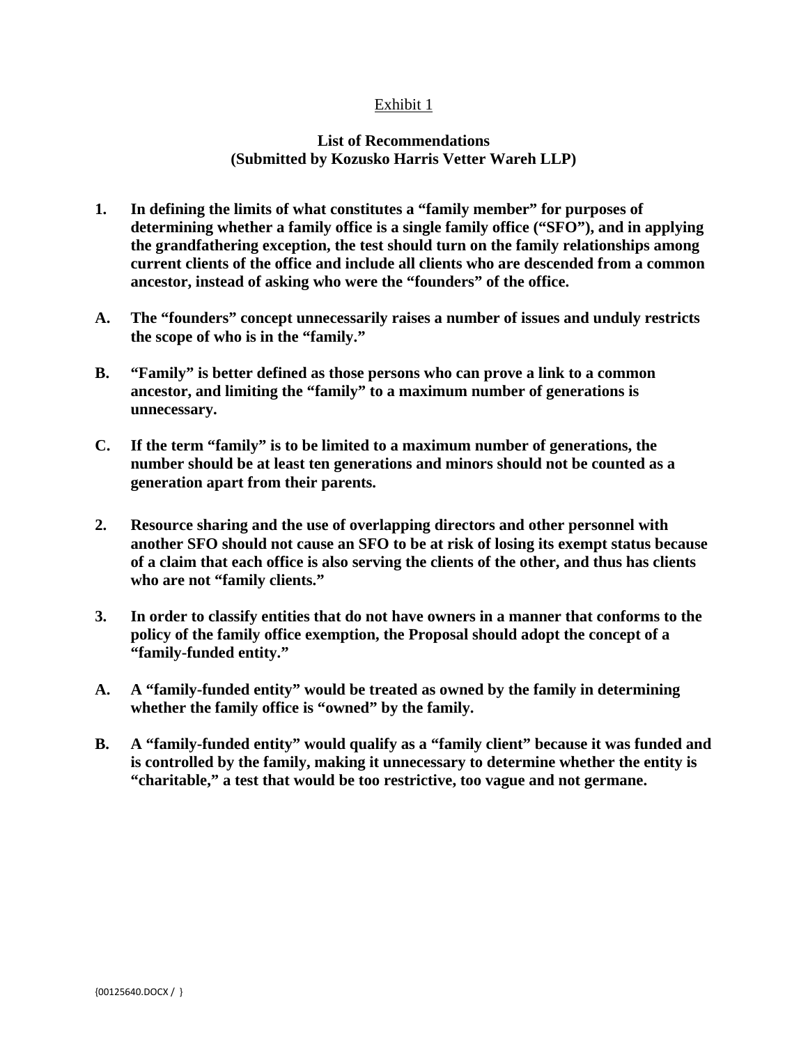Exhibit 1

**List of Recommendations**
**(Submitted by Kozusko Harris Vetter Wareh LLP)**

**1. In defining the limits of what constitutes a "family member" for purposes of determining whether a family office is a single family office ("SFO"), and in applying the grandfathering exception, the test should turn on the family relationships among current clients of the office and include all clients who are descended from a common ancestor, instead of asking who were the "founders" of the office.**

**A. The "founders" concept unnecessarily raises a number of issues and unduly restricts the scope of who is in the "family."**

**B. "Family" is better defined as those persons who can prove a link to a common ancestor, and limiting the "family" to a maximum number of generations is unnecessary.**

**C. If the term "family" is to be limited to a maximum number of generations, the number should be at least ten generations and minors should not be counted as a generation apart from their parents.**

**2. Resource sharing and the use of overlapping directors and other personnel with another SFO should not cause an SFO to be at risk of losing its exempt status because of a claim that each office is also serving the clients of the other, and thus has clients who are not "family clients."**

**3. In order to classify entities that do not have owners in a manner that conforms to the policy of the family office exemption, the Proposal should adopt the concept of a "family-funded entity."**

**A. A "family-funded entity" would be treated as owned by the family in determining whether the family office is "owned" by the family.**

**B. A "family-funded entity" would qualify as a "family client" because it was funded and is controlled by the family, making it unnecessary to determine whether the entity is "charitable," a test that would be too restrictive, too vague and not germane.**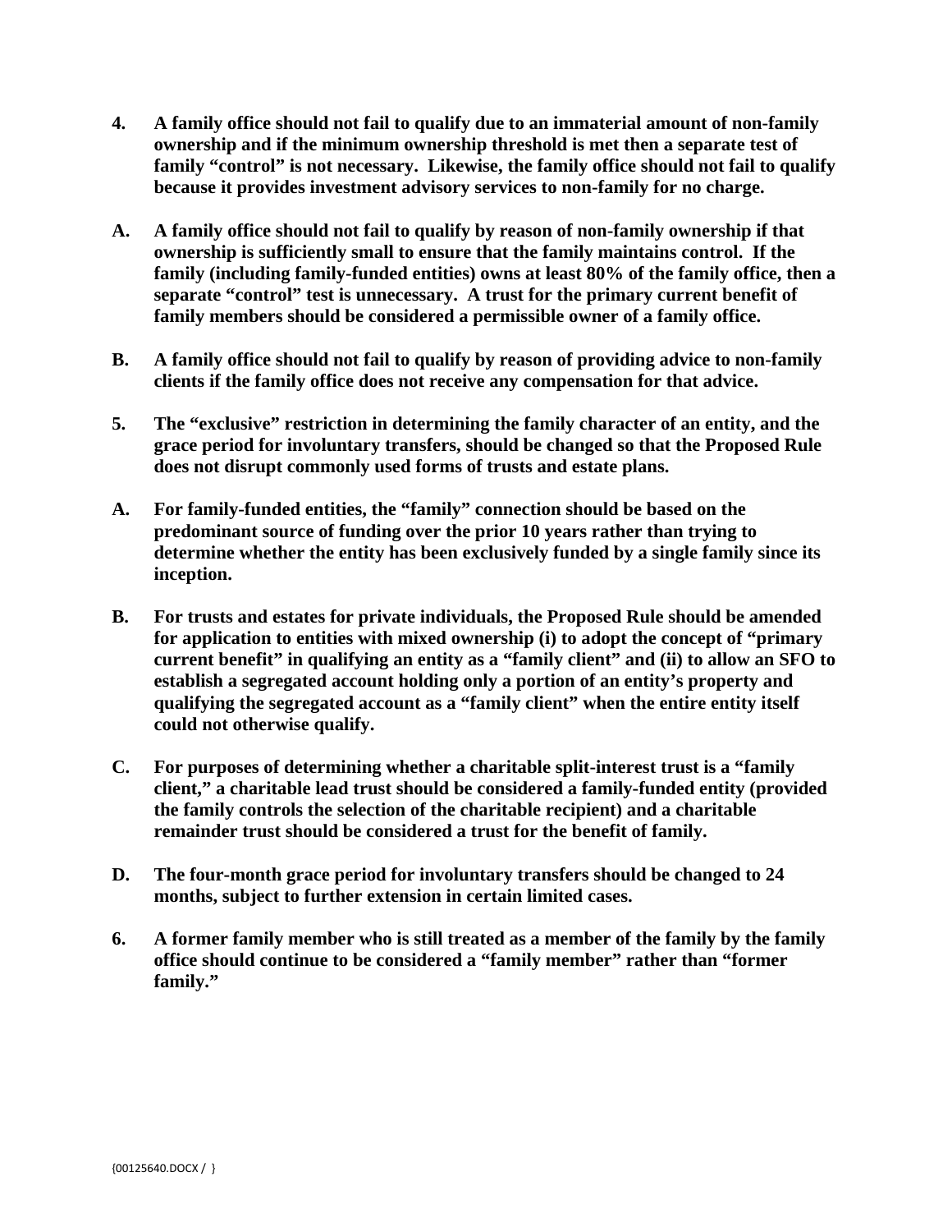**4. A family office should not fail to qualify due to an immaterial amount of non-family ownership and if the minimum ownership threshold is met then a separate test of family "control" is not necessary. Likewise, the family office should not fail to qualify because it provides investment advisory services to non-family for no charge.**

**A. A family office should not fail to qualify by reason of non-family ownership if that ownership is sufficiently small to ensure that the family maintains control. If the family (including family-funded entities) owns at least 80% of the family office, then a separate "control" test is unnecessary. A trust for the primary current benefit of family members should be considered a permissible owner of a family office.**

**B. A family office should not fail to qualify by reason of providing advice to non-family clients if the family office does not receive any compensation for that advice.**

**5. The "exclusive" restriction in determining the family character of an entity, and the grace period for involuntary transfers, should be changed so that the Proposed Rule does not disrupt commonly used forms of trusts and estate plans.**

**A. For family-funded entities, the "family" connection should be based on the predominant source of funding over the prior 10 years rather than trying to determine whether the entity has been exclusively funded by a single family since its inception.**

**B. For trusts and estates for private individuals, the Proposed Rule should be amended for application to entities with mixed ownership (i) to adopt the concept of "primary current benefit" in qualifying an entity as a "family client" and (ii) to allow an SFO to establish a segregated account holding only a portion of an entity's property and qualifying the segregated account as a "family client" when the entire entity itself could not otherwise qualify.**

**C. For purposes of determining whether a charitable split-interest trust is a "family client," a charitable lead trust should be considered a family-funded entity (provided the family controls the selection of the charitable recipient) and a charitable remainder trust should be considered a trust for the benefit of family.**

**D. The four-month grace period for involuntary transfers should be changed to 24 months, subject to further extension in certain limited cases.**

**6. A former family member who is still treated as a member of the family by the family office should continue to be considered a "family member" rather than "former family."**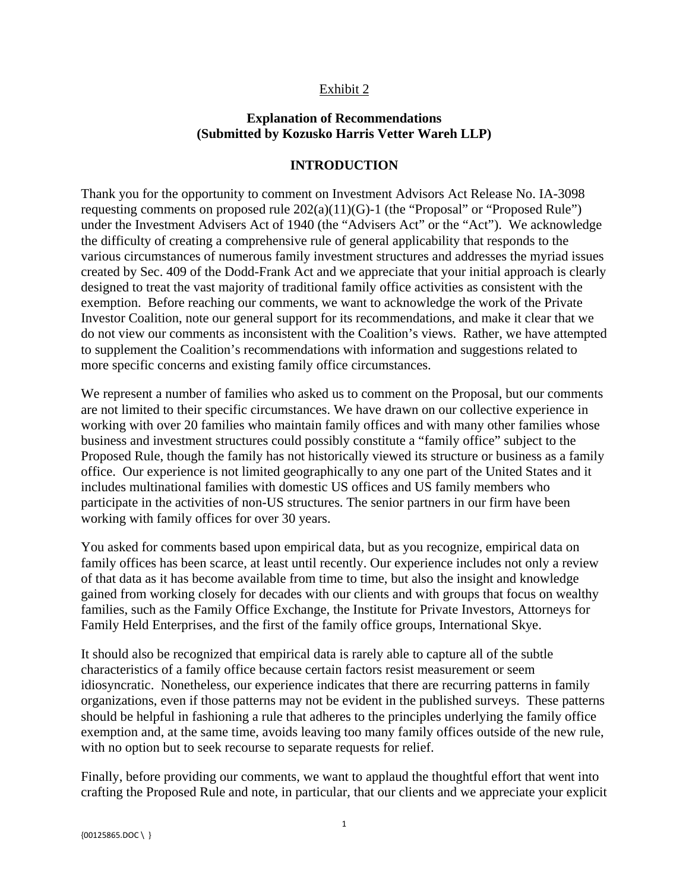Exhibit 2

**Explanation of Recommendations**
**(Submitted by Kozusko Harris Vetter Wareh LLP)**

## INTRODUCTION

Thank you for the opportunity to comment on Investment Advisors Act Release No. IA-3098 requesting comments on proposed rule 202(a)(11)(G)-1 (the "Proposal" or "Proposed Rule") under the Investment Advisers Act of 1940 (the "Advisers Act" or the "Act"). We acknowledge the difficulty of creating a comprehensive rule of general applicability that responds to the various circumstances of numerous family investment structures and addresses the myriad issues created by Sec. 409 of the Dodd-Frank Act and we appreciate that your initial approach is clearly designed to treat the vast majority of traditional family office activities as consistent with the exemption. Before reaching our comments, we want to acknowledge the work of the Private Investor Coalition, note our general support for its recommendations, and make it clear that we do not view our comments as inconsistent with the Coalition's views. Rather, we have attempted to supplement the Coalition's recommendations with information and suggestions related to more specific concerns and existing family office circumstances.

We represent a number of families who asked us to comment on the Proposal, but our comments are not limited to their specific circumstances. We have drawn on our collective experience in working with over 20 families who maintain family offices and with many other families whose business and investment structures could possibly constitute a "family office" subject to the Proposed Rule, though the family has not historically viewed its structure or business as a family office. Our experience is not limited geographically to any one part of the United States and it includes multinational families with domestic US offices and US family members who participate in the activities of non-US structures. The senior partners in our firm have been working with family offices for over 30 years.

You asked for comments based upon empirical data, but as you recognize, empirical data on family offices has been scarce, at least until recently. Our experience includes not only a review of that data as it has become available from time to time, but also the insight and knowledge gained from working closely for decades with our clients and with groups that focus on wealthy families, such as the Family Office Exchange, the Institute for Private Investors, Attorneys for Family Held Enterprises, and the first of the family office groups, International Skye.

It should also be recognized that empirical data is rarely able to capture all of the subtle characteristics of a family office because certain factors resist measurement or seem idiosyncratic. Nonetheless, our experience indicates that there are recurring patterns in family organizations, even if those patterns may not be evident in the published surveys. These patterns should be helpful in fashioning a rule that adheres to the principles underlying the family office exemption and, at the same time, avoids leaving too many family offices outside of the new rule, with no option but to seek recourse to separate requests for relief.

Finally, before providing our comments, we want to applaud the thoughtful effort that went into crafting the Proposed Rule and note, in particular, that our clients and we appreciate your explicit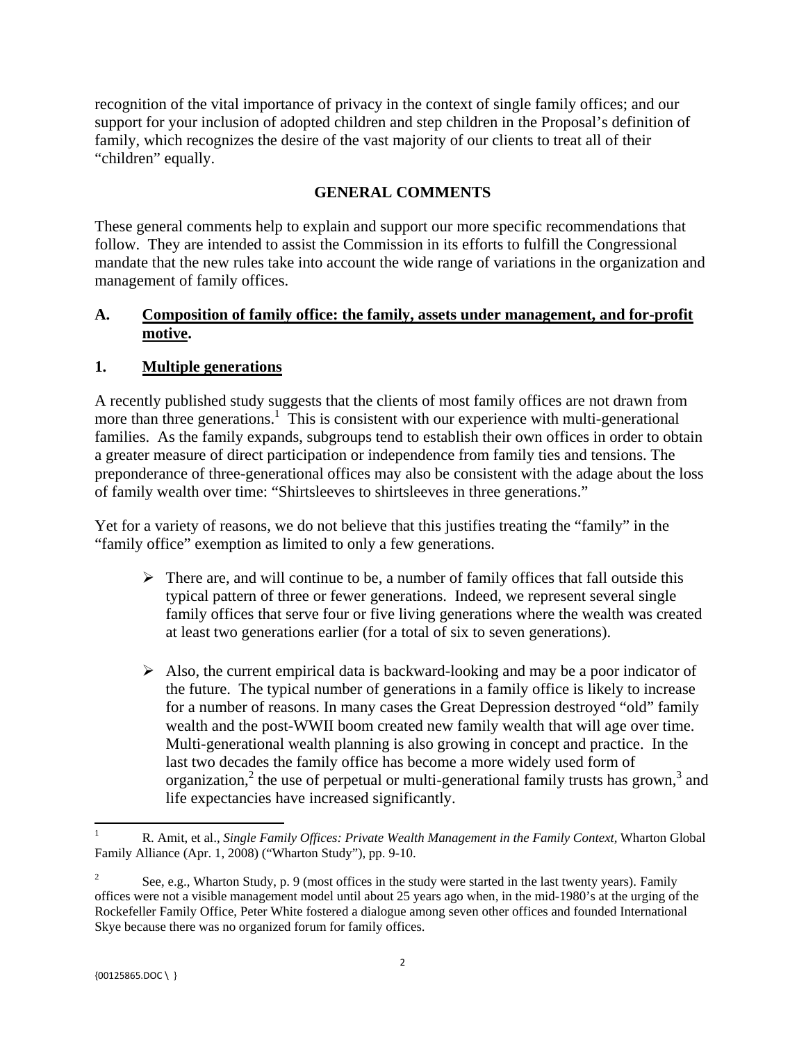recognition of the vital importance of privacy in the context of single family offices; and our support for your inclusion of adopted children and step children in the Proposal's definition of family, which recognizes the desire of the vast majority of our clients to treat all of their "children" equally.

## GENERAL COMMENTS

These general comments help to explain and support our more specific recommendations that follow. They are intended to assist the Commission in its efforts to fulfill the Congressional mandate that the new rules take into account the wide range of variations in the organization and management of family offices.

### A. Composition of family office: the family, assets under management, and for-profit motive.

### 1. Multiple generations

A recently published study suggests that the clients of most family offices are not drawn from more than three generations.[1] This is consistent with our experience with multi-generational families. As the family expands, subgroups tend to establish their own offices in order to obtain a greater measure of direct participation or independence from family ties and tensions. The preponderance of three-generational offices may also be consistent with the adage about the loss of family wealth over time: "Shirtsleeves to shirtsleeves in three generations."

Yet for a variety of reasons, we do not believe that this justifies treating the "family" in the "family office" exemption as limited to only a few generations.

- There are, and will continue to be, a number of family offices that fall outside this typical pattern of three or fewer generations. Indeed, we represent several single family offices that serve four or five living generations where the wealth was created at least two generations earlier (for a total of six to seven generations).

- Also, the current empirical data is backward-looking and may be a poor indicator of the future. The typical number of generations in a family office is likely to increase for a number of reasons. In many cases the Great Depression destroyed "old" family wealth and the post-WWII boom created new family wealth that will age over time. Multi-generational wealth planning is also growing in concept and practice. In the last two decades the family office has become a more widely used form of organization,[2] the use of perpetual or multi-generational family trusts has grown,[3] and life expectancies have increased significantly.

---

[1] R. Amit, et al., *Single Family Offices: Private Wealth Management in the Family Context,* Wharton Global Family Alliance (Apr. 1, 2008) ("Wharton Study"), pp. 9-10.

[2] See, e.g., Wharton Study, p. 9 (most offices in the study were started in the last twenty years). Family offices were not a visible management model until about 25 years ago when, in the mid-1980's at the urging of the Rockefeller Family Office, Peter White fostered a dialogue among seven other offices and founded International Skye because there was no organized forum for family offices.

{00125865.DOC \ }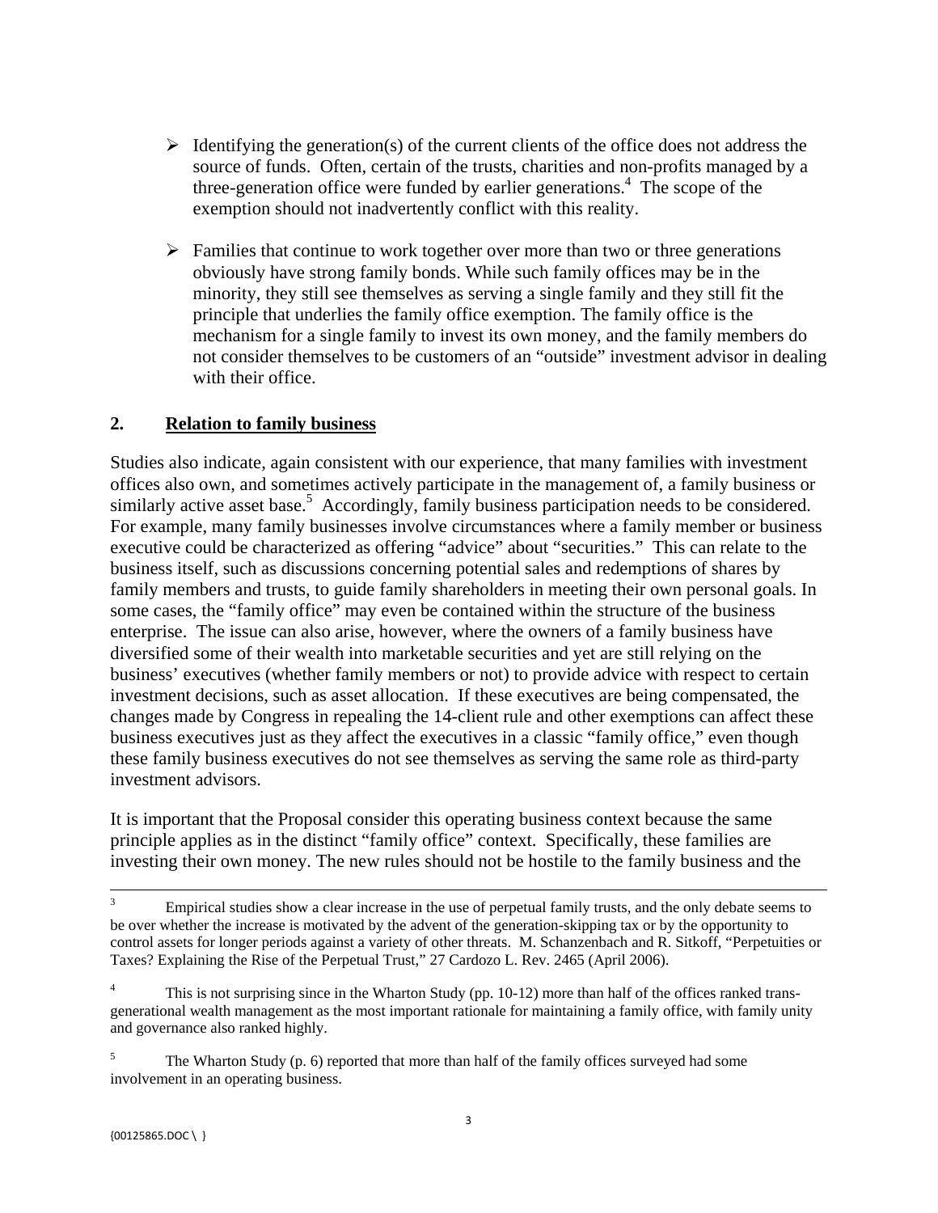- Identifying the generation(s) of the current clients of the office does not address the source of funds. Often, certain of the trusts, charities and non-profits managed by a three-generation office were funded by earlier generations.[4] The scope of the exemption should not inadvertently conflict with this reality.

- Families that continue to work together over more than two or three generations obviously have strong family bonds. While such family offices may be in the minority, they still see themselves as serving a single family and they still fit the principle that underlies the family office exemption. The family office is the mechanism for a single family to invest its own money, and the family members do not consider themselves to be customers of an "outside" investment advisor in dealing with their office.

## 2. Relation to family business

Studies also indicate, again consistent with our experience, that many families with investment offices also own, and sometimes actively participate in the management of, a family business or similarly active asset base.[5] Accordingly, family business participation needs to be considered. For example, many family businesses involve circumstances where a family member or business executive could be characterized as offering "advice" about "securities." This can relate to the business itself, such as discussions concerning potential sales and redemptions of shares by family members and trusts, to guide family shareholders in meeting their own personal goals. In some cases, the "family office" may even be contained within the structure of the business enterprise. The issue can also arise, however, where the owners of a family business have diversified some of their wealth into marketable securities and yet are still relying on the business' executives (whether family members or not) to provide advice with respect to certain investment decisions, such as asset allocation. If these executives are being compensated, the changes made by Congress in repealing the 14-client rule and other exemptions can affect these business executives just as they affect the executives in a classic "family office," even though these family business executives do not see themselves as serving the same role as third-party investment advisors.

It is important that the Proposal consider this operating business context because the same principle applies as in the distinct "family office" context. Specifically, these families are investing their own money. The new rules should not be hostile to the family business and the

---

[3] Empirical studies show a clear increase in the use of perpetual family trusts, and the only debate seems to be over whether the increase is motivated by the advent of the generation-skipping tax or by the opportunity to control assets for longer periods against a variety of other threats. M. Schanzenbach and R. Sitkoff, "Perpetuities or Taxes? Explaining the Rise of the Perpetual Trust," 27 Cardozo L. Rev. 2465 (April 2006).

[4] This is not surprising since in the Wharton Study (pp. 10-12) more than half of the offices ranked trans-generational wealth management as the most important rationale for maintaining a family office, with family unity and governance also ranked highly.

[5] The Wharton Study (p. 6) reported that more than half of the family offices surveyed had some involvement in an operating business.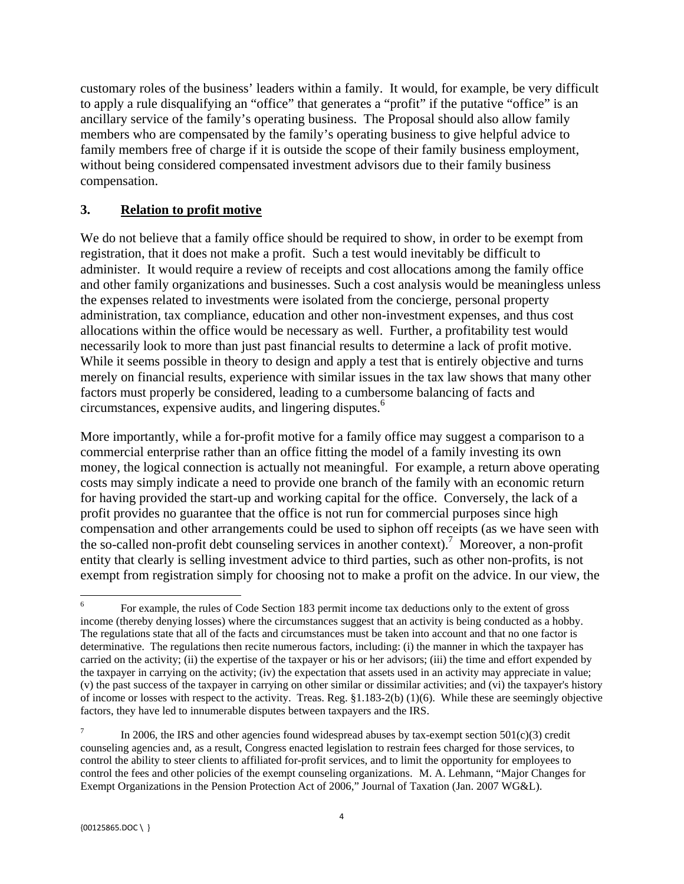customary roles of the business' leaders within a family. It would, for example, be very difficult to apply a rule disqualifying an "office" that generates a "profit" if the putative "office" is an ancillary service of the family's operating business. The Proposal should also allow family members who are compensated by the family's operating business to give helpful advice to family members free of charge if it is outside the scope of their family business employment, without being considered compensated investment advisors due to their family business compensation.

### 3. Relation to profit motive

We do not believe that a family office should be required to show, in order to be exempt from registration, that it does not make a profit. Such a test would inevitably be difficult to administer. It would require a review of receipts and cost allocations among the family office and other family organizations and businesses. Such a cost analysis would be meaningless unless the expenses related to investments were isolated from the concierge, personal property administration, tax compliance, education and other non-investment expenses, and thus cost allocations within the office would be necessary as well. Further, a profitability test would necessarily look to more than just past financial results to determine a lack of profit motive. While it seems possible in theory to design and apply a test that is entirely objective and turns merely on financial results, experience with similar issues in the tax law shows that many other factors must properly be considered, leading to a cumbersome balancing of facts and circumstances, expensive audits, and lingering disputes.[6]

More importantly, while a for-profit motive for a family office may suggest a comparison to a commercial enterprise rather than an office fitting the model of a family investing its own money, the logical connection is actually not meaningful. For example, a return above operating costs may simply indicate a need to provide one branch of the family with an economic return for having provided the start-up and working capital for the office. Conversely, the lack of a profit provides no guarantee that the office is not run for commercial purposes since high compensation and other arrangements could be used to siphon off receipts (as we have seen with the so-called non-profit debt counseling services in another context).[7] Moreover, a non-profit entity that clearly is selling investment advice to third parties, such as other non-profits, is not exempt from registration simply for choosing not to make a profit on the advice. In our view, the

---

[6] For example, the rules of Code Section 183 permit income tax deductions only to the extent of gross income (thereby denying losses) where the circumstances suggest that an activity is being conducted as a hobby. The regulations state that all of the facts and circumstances must be taken into account and that no one factor is determinative. The regulations then recite numerous factors, including: (i) the manner in which the taxpayer has carried on the activity; (ii) the expertise of the taxpayer or his or her advisors; (iii) the time and effort expended by the taxpayer in carrying on the activity; (iv) the expectation that assets used in an activity may appreciate in value; (v) the past success of the taxpayer in carrying on other similar or dissimilar activities; and (vi) the taxpayer's history of income or losses with respect to the activity. Treas. Reg. §1.183-2(b) (1)(6). While these are seemingly objective factors, they have led to innumerable disputes between taxpayers and the IRS.

[7] In 2006, the IRS and other agencies found widespread abuses by tax-exempt section 501(c)(3) credit counseling agencies and, as a result, Congress enacted legislation to restrain fees charged for those services, to control the ability to steer clients to affiliated for-profit services, and to limit the opportunity for employees to control the fees and other policies of the exempt counseling organizations. M. A. Lehmann, "Major Changes for Exempt Organizations in the Pension Protection Act of 2006," Journal of Taxation (Jan. 2007 WG&L).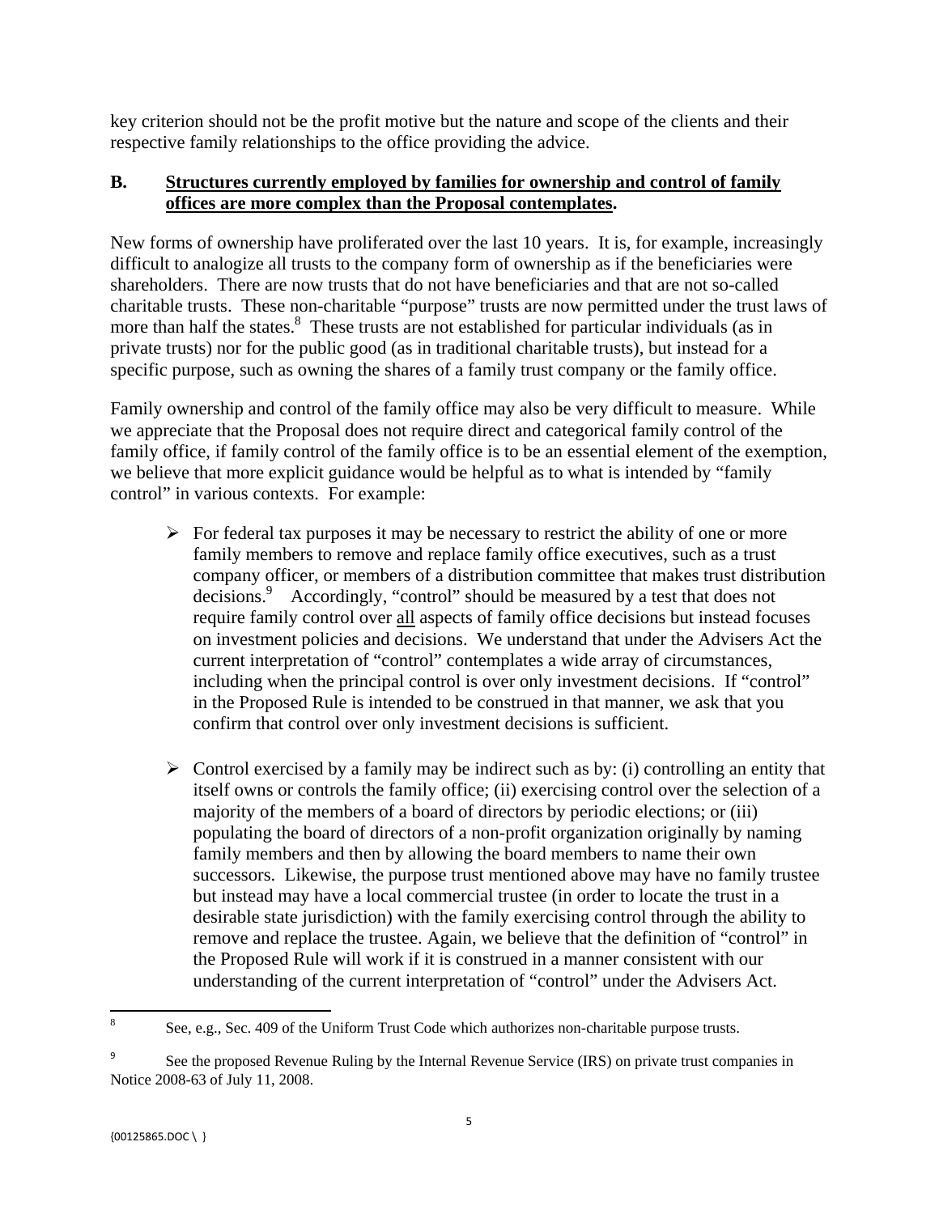key criterion should not be the profit motive but the nature and scope of the clients and their respective family relationships to the office providing the advice.

## B. Structures currently employed by families for ownership and control of family offices are more complex than the Proposal contemplates.

New forms of ownership have proliferated over the last 10 years. It is, for example, increasingly difficult to analogize all trusts to the company form of ownership as if the beneficiaries were shareholders. There are now trusts that do not have beneficiaries and that are not so-called charitable trusts. These non-charitable "purpose" trusts are now permitted under the trust laws of more than half the states.[8] These trusts are not established for particular individuals (as in private trusts) nor for the public good (as in traditional charitable trusts), but instead for a specific purpose, such as owning the shares of a family trust company or the family office.

Family ownership and control of the family office may also be very difficult to measure. While we appreciate that the Proposal does not require direct and categorical family control of the family office, if family control of the family office is to be an essential element of the exemption, we believe that more explicit guidance would be helpful as to what is intended by "family control" in various contexts. For example:

- For federal tax purposes it may be necessary to restrict the ability of one or more family members to remove and replace family office executives, such as a trust company officer, or members of a distribution committee that makes trust distribution decisions.[9] Accordingly, "control" should be measured by a test that does not require family control over all aspects of family office decisions but instead focuses on investment policies and decisions. We understand that under the Advisers Act the current interpretation of "control" contemplates a wide array of circumstances, including when the principal control is over only investment decisions. If "control" in the Proposed Rule is intended to be construed in that manner, we ask that you confirm that control over only investment decisions is sufficient.

- Control exercised by a family may be indirect such as by: (i) controlling an entity that itself owns or controls the family office; (ii) exercising control over the selection of a majority of the members of a board of directors by periodic elections; or (iii) populating the board of directors of a non-profit organization originally by naming family members and then by allowing the board members to name their own successors. Likewise, the purpose trust mentioned above may have no family trustee but instead may have a local commercial trustee (in order to locate the trust in a desirable state jurisdiction) with the family exercising control through the ability to remove and replace the trustee. Again, we believe that the definition of "control" in the Proposed Rule will work if it is construed in a manner consistent with our understanding of the current interpretation of "control" under the Advisers Act.

---

[8] See, e.g., Sec. 409 of the Uniform Trust Code which authorizes non-charitable purpose trusts.

[9] See the proposed Revenue Ruling by the Internal Revenue Service (IRS) on private trust companies in Notice 2008-63 of July 11, 2008.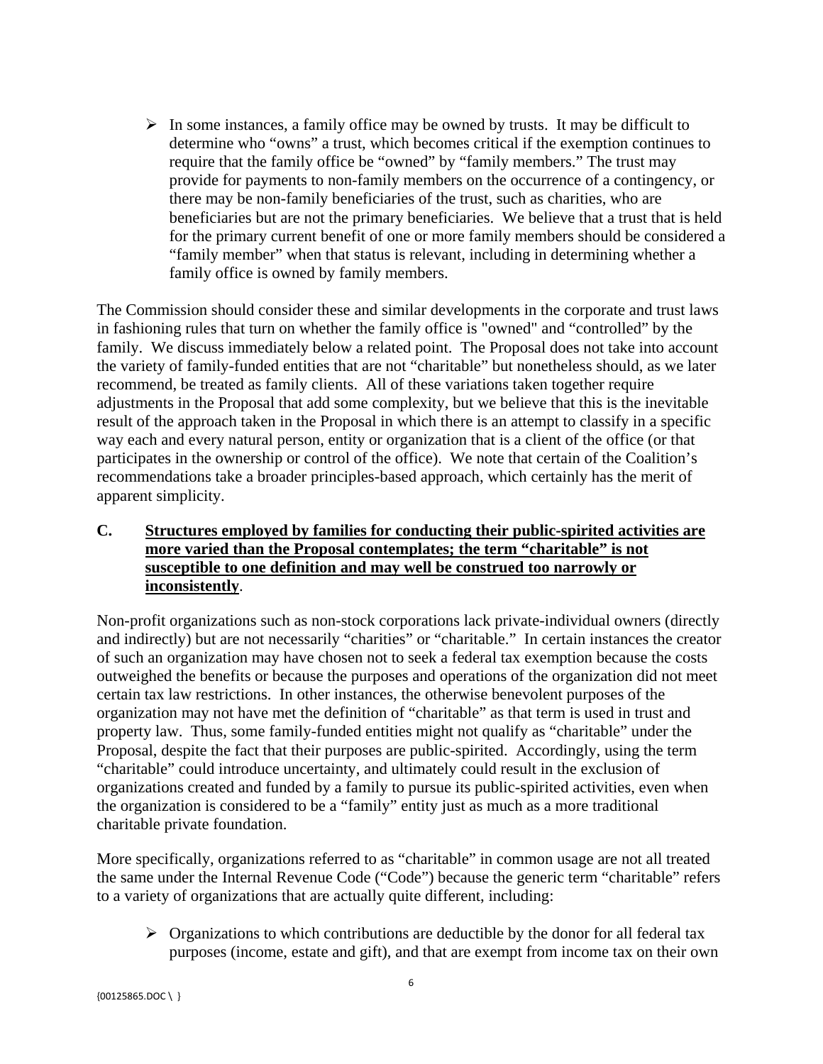- In some instances, a family office may be owned by trusts. It may be difficult to determine who "owns" a trust, which becomes critical if the exemption continues to require that the family office be "owned" by "family members." The trust may provide for payments to non-family members on the occurrence of a contingency, or there may be non-family beneficiaries of the trust, such as charities, who are beneficiaries but are not the primary beneficiaries. We believe that a trust that is held for the primary current benefit of one or more family members should be considered a "family member" when that status is relevant, including in determining whether a family office is owned by family members.

The Commission should consider these and similar developments in the corporate and trust laws in fashioning rules that turn on whether the family office is "owned" and "controlled" by the family. We discuss immediately below a related point. The Proposal does not take into account the variety of family-funded entities that are not "charitable" but nonetheless should, as we later recommend, be treated as family clients. All of these variations taken together require adjustments in the Proposal that add some complexity, but we believe that this is the inevitable result of the approach taken in the Proposal in which there is an attempt to classify in a specific way each and every natural person, entity or organization that is a client of the office (or that participates in the ownership or control of the office). We note that certain of the Coalition's recommendations take a broader principles-based approach, which certainly has the merit of apparent simplicity.

### C. Structures employed by families for conducting their public-spirited activities are more varied than the Proposal contemplates; the term "charitable" is not susceptible to one definition and may well be construed too narrowly or inconsistently.

Non-profit organizations such as non-stock corporations lack private-individual owners (directly and indirectly) but are not necessarily "charities" or "charitable." In certain instances the creator of such an organization may have chosen not to seek a federal tax exemption because the costs outweighed the benefits or because the purposes and operations of the organization did not meet certain tax law restrictions. In other instances, the otherwise benevolent purposes of the organization may not have met the definition of "charitable" as that term is used in trust and property law. Thus, some family-funded entities might not qualify as "charitable" under the Proposal, despite the fact that their purposes are public-spirited. Accordingly, using the term "charitable" could introduce uncertainty, and ultimately could result in the exclusion of organizations created and funded by a family to pursue its public-spirited activities, even when the organization is considered to be a "family" entity just as much as a more traditional charitable private foundation.

More specifically, organizations referred to as "charitable" in common usage are not all treated the same under the Internal Revenue Code ("Code") because the generic term "charitable" refers to a variety of organizations that are actually quite different, including:

- Organizations to which contributions are deductible by the donor for all federal tax purposes (income, estate and gift), and that are exempt from income tax on their own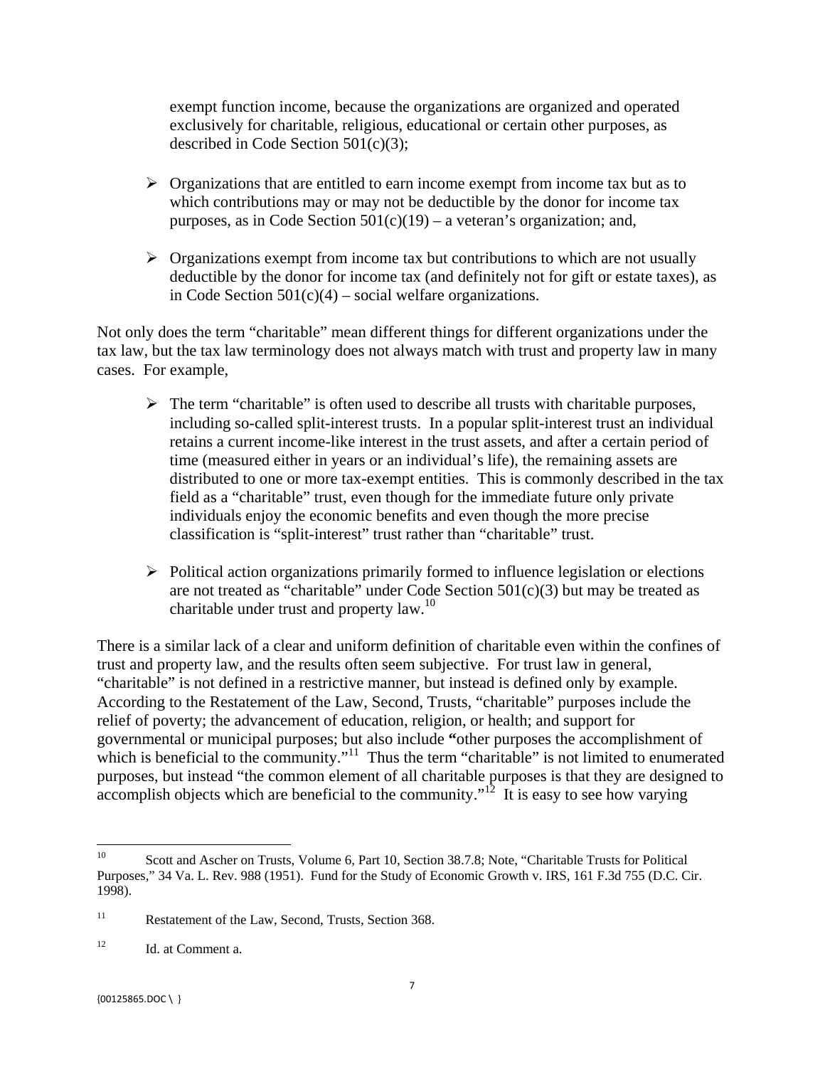exempt function income, because the organizations are organized and operated exclusively for charitable, religious, educational or certain other purposes, as described in Code Section 501(c)(3);

- Organizations that are entitled to earn income exempt from income tax but as to which contributions may or may not be deductible by the donor for income tax purposes, as in Code Section 501(c)(19) – a veteran's organization; and,

- Organizations exempt from income tax but contributions to which are not usually deductible by the donor for income tax (and definitely not for gift or estate taxes), as in Code Section 501(c)(4) – social welfare organizations.

Not only does the term "charitable" mean different things for different organizations under the tax law, but the tax law terminology does not always match with trust and property law in many cases. For example,

- The term "charitable" is often used to describe all trusts with charitable purposes, including so-called split-interest trusts. In a popular split-interest trust an individual retains a current income-like interest in the trust assets, and after a certain period of time (measured either in years or an individual's life), the remaining assets are distributed to one or more tax-exempt entities. This is commonly described in the tax field as a "charitable" trust, even though for the immediate future only private individuals enjoy the economic benefits and even though the more precise classification is "split-interest" trust rather than "charitable" trust.

- Political action organizations primarily formed to influence legislation or elections are not treated as "charitable" under Code Section 501(c)(3) but may be treated as charitable under trust and property law.[10]

There is a similar lack of a clear and uniform definition of charitable even within the confines of trust and property law, and the results often seem subjective. For trust law in general, "charitable" is not defined in a restrictive manner, but instead is defined only by example. According to the Restatement of the Law, Second, Trusts, "charitable" purposes include the relief of poverty; the advancement of education, religion, or health; and support for governmental or municipal purposes; but also include "other purposes the accomplishment of which is beneficial to the community."[11] Thus the term "charitable" is not limited to enumerated purposes, but instead "the common element of all charitable purposes is that they are designed to accomplish objects which are beneficial to the community."[12] It is easy to see how varying

---

[10] Scott and Ascher on Trusts, Volume 6, Part 10, Section 38.7.8; Note, "Charitable Trusts for Political Purposes," 34 Va. L. Rev. 988 (1951). Fund for the Study of Economic Growth v. IRS, 161 F.3d 755 (D.C. Cir. 1998).

[11] Restatement of the Law, Second, Trusts, Section 368.

[12] Id. at Comment a.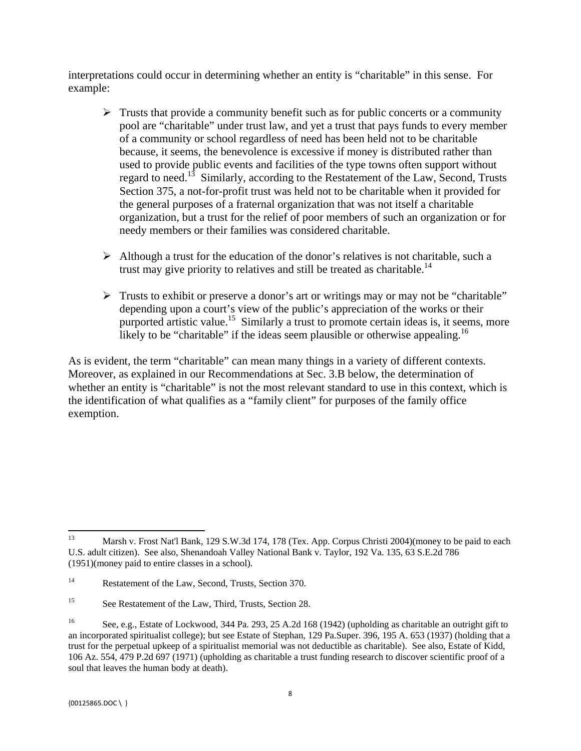interpretations could occur in determining whether an entity is "charitable" in this sense. For example:

- Trusts that provide a community benefit such as for public concerts or a community pool are "charitable" under trust law, and yet a trust that pays funds to every member of a community or school regardless of need has been held not to be charitable because, it seems, the benevolence is excessive if money is distributed rather than used to provide public events and facilities of the type towns often support without regard to need.[13] Similarly, according to the Restatement of the Law, Second, Trusts Section 375, a not-for-profit trust was held not to be charitable when it provided for the general purposes of a fraternal organization that was not itself a charitable organization, but a trust for the relief of poor members of such an organization or for needy members or their families was considered charitable.

- Although a trust for the education of the donor's relatives is not charitable, such a trust may give priority to relatives and still be treated as charitable.[14]

- Trusts to exhibit or preserve a donor's art or writings may or may not be "charitable" depending upon a court's view of the public's appreciation of the works or their purported artistic value.[15] Similarly a trust to promote certain ideas is, it seems, more likely to be "charitable" if the ideas seem plausible or otherwise appealing.[16]

As is evident, the term "charitable" can mean many things in a variety of different contexts. Moreover, as explained in our Recommendations at Sec. 3.B below, the determination of whether an entity is "charitable" is not the most relevant standard to use in this context, which is the identification of what qualifies as a "family client" for purposes of the family office exemption.

---

[13] Marsh v. Frost Nat'l Bank, 129 S.W.3d 174, 178 (Tex. App. Corpus Christi 2004)(money to be paid to each U.S. adult citizen). See also, Shenandoah Valley National Bank v. Taylor, 192 Va. 135, 63 S.E.2d 786 (1951)(money paid to entire classes in a school).

[14] Restatement of the Law, Second, Trusts, Section 370.

[15] See Restatement of the Law, Third, Trusts, Section 28.

[16] See, e.g., Estate of Lockwood, 344 Pa. 293, 25 A.2d 168 (1942) (upholding as charitable an outright gift to an incorporated spiritualist college); but see Estate of Stephan, 129 Pa.Super. 396, 195 A. 653 (1937) (holding that a trust for the perpetual upkeep of a spiritualist memorial was not deductible as charitable). See also, Estate of Kidd, 106 Az. 554, 479 P.2d 697 (1971) (upholding as charitable a trust funding research to discover scientific proof of a soul that leaves the human body at death).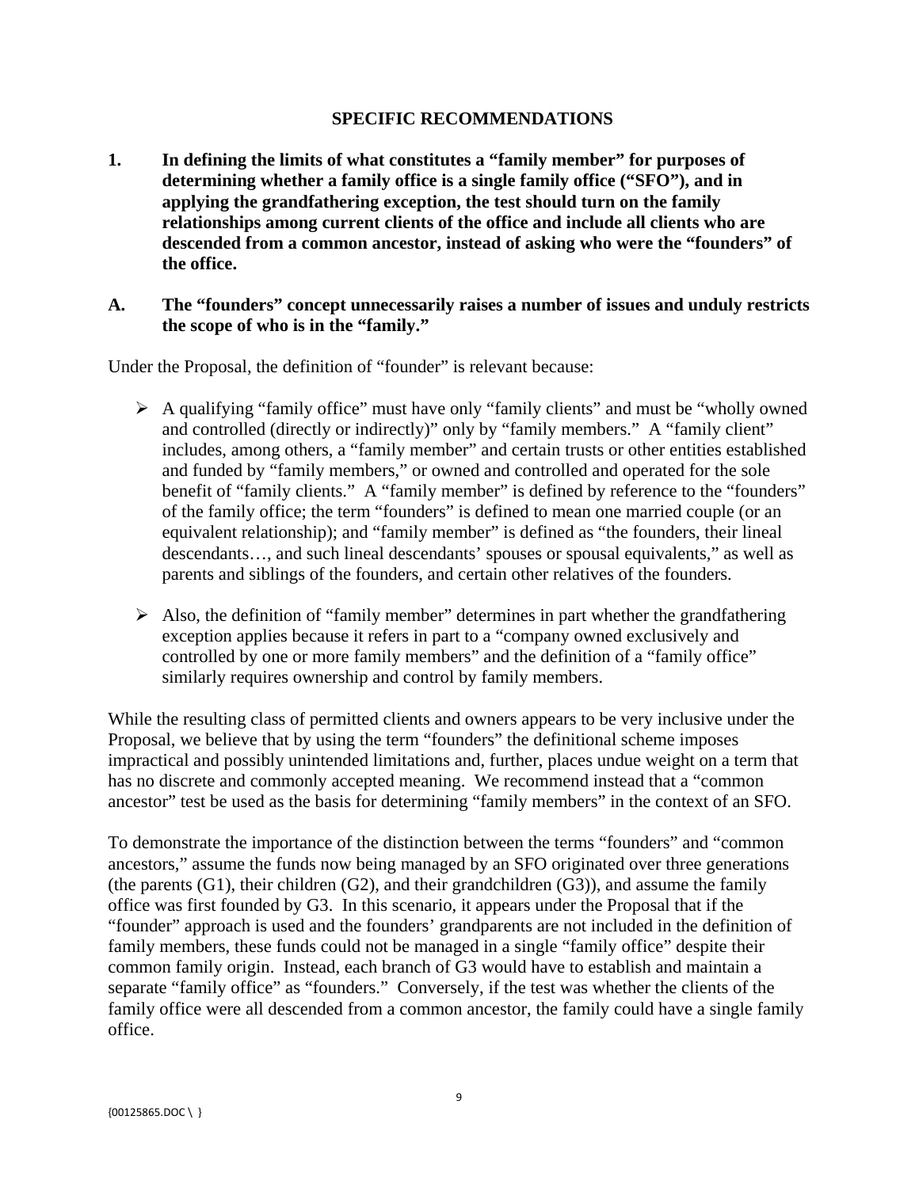## SPECIFIC RECOMMENDATIONS

**1. In defining the limits of what constitutes a "family member" for purposes of determining whether a family office is a single family office ("SFO"), and in applying the grandfathering exception, the test should turn on the family relationships among current clients of the office and include all clients who are descended from a common ancestor, instead of asking who were the "founders" of the office.**

**A. The "founders" concept unnecessarily raises a number of issues and unduly restricts the scope of who is in the "family."**

Under the Proposal, the definition of "founder" is relevant because:

- A qualifying "family office" must have only "family clients" and must be "wholly owned and controlled (directly or indirectly)" only by "family members." A "family client" includes, among others, a "family member" and certain trusts or other entities established and funded by "family members," or owned and controlled and operated for the sole benefit of "family clients." A "family member" is defined by reference to the "founders" of the family office; the term "founders" is defined to mean one married couple (or an equivalent relationship); and "family member" is defined as "the founders, their lineal descendants…, and such lineal descendants' spouses or spousal equivalents," as well as parents and siblings of the founders, and certain other relatives of the founders.

- Also, the definition of "family member" determines in part whether the grandfathering exception applies because it refers in part to a "company owned exclusively and controlled by one or more family members" and the definition of a "family office" similarly requires ownership and control by family members.

While the resulting class of permitted clients and owners appears to be very inclusive under the Proposal, we believe that by using the term "founders" the definitional scheme imposes impractical and possibly unintended limitations and, further, places undue weight on a term that has no discrete and commonly accepted meaning. We recommend instead that a "common ancestor" test be used as the basis for determining "family members" in the context of an SFO.

To demonstrate the importance of the distinction between the terms "founders" and "common ancestors," assume the funds now being managed by an SFO originated over three generations (the parents (G1), their children (G2), and their grandchildren (G3)), and assume the family office was first founded by G3. In this scenario, it appears under the Proposal that if the "founder" approach is used and the founders' grandparents are not included in the definition of family members, these funds could not be managed in a single "family office" despite their common family origin. Instead, each branch of G3 would have to establish and maintain a separate "family office" as "founders." Conversely, if the test was whether the clients of the family office were all descended from a common ancestor, the family could have a single family office.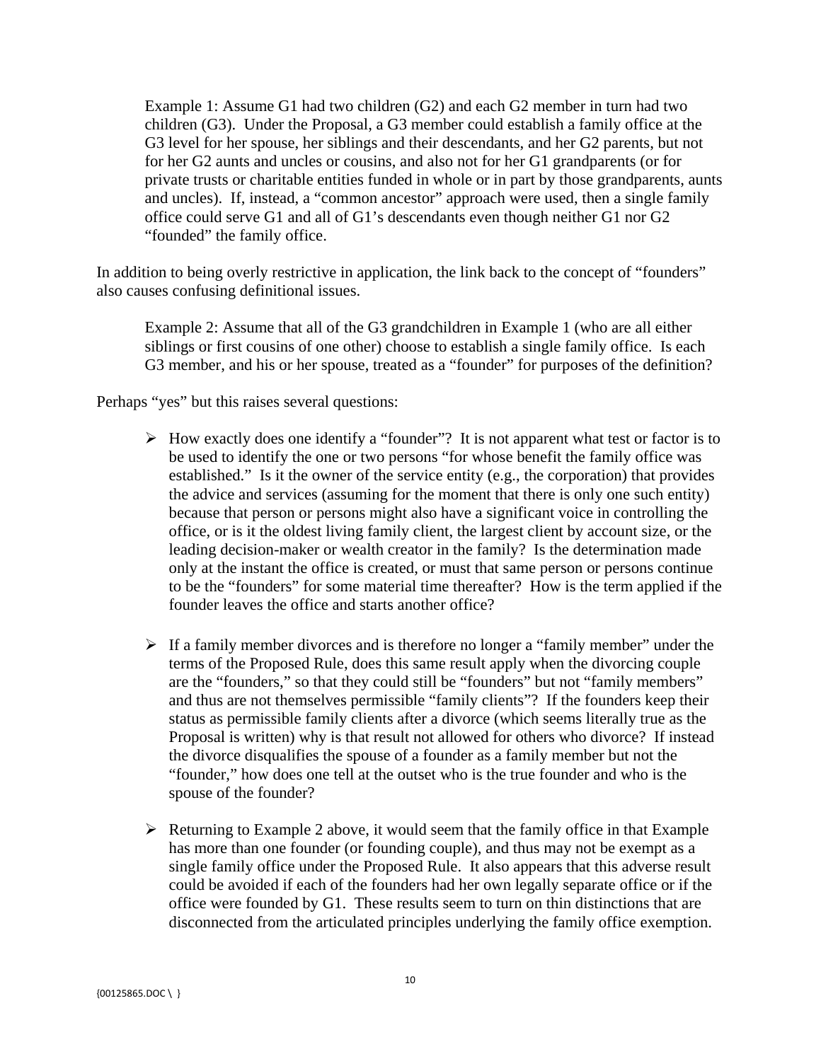Example 1: Assume G1 had two children (G2) and each G2 member in turn had two children (G3). Under the Proposal, a G3 member could establish a family office at the G3 level for her spouse, her siblings and their descendants, and her G2 parents, but not for her G2 aunts and uncles or cousins, and also not for her G1 grandparents (or for private trusts or charitable entities funded in whole or in part by those grandparents, aunts and uncles). If, instead, a "common ancestor" approach were used, then a single family office could serve G1 and all of G1's descendants even though neither G1 nor G2 "founded" the family office.

In addition to being overly restrictive in application, the link back to the concept of "founders" also causes confusing definitional issues.

Example 2: Assume that all of the G3 grandchildren in Example 1 (who are all either siblings or first cousins of one other) choose to establish a single family office. Is each G3 member, and his or her spouse, treated as a "founder" for purposes of the definition?

Perhaps "yes" but this raises several questions:

- How exactly does one identify a "founder"? It is not apparent what test or factor is to be used to identify the one or two persons "for whose benefit the family office was established." Is it the owner of the service entity (e.g., the corporation) that provides the advice and services (assuming for the moment that there is only one such entity) because that person or persons might also have a significant voice in controlling the office, or is it the oldest living family client, the largest client by account size, or the leading decision-maker or wealth creator in the family? Is the determination made only at the instant the office is created, or must that same person or persons continue to be the "founders" for some material time thereafter? How is the term applied if the founder leaves the office and starts another office?

- If a family member divorces and is therefore no longer a "family member" under the terms of the Proposed Rule, does this same result apply when the divorcing couple are the "founders," so that they could still be "founders" but not "family members" and thus are not themselves permissible "family clients"? If the founders keep their status as permissible family clients after a divorce (which seems literally true as the Proposal is written) why is that result not allowed for others who divorce? If instead the divorce disqualifies the spouse of a founder as a family member but not the "founder," how does one tell at the outset who is the true founder and who is the spouse of the founder?

- Returning to Example 2 above, it would seem that the family office in that Example has more than one founder (or founding couple), and thus may not be exempt as a single family office under the Proposed Rule. It also appears that this adverse result could be avoided if each of the founders had her own legally separate office or if the office were founded by G1. These results seem to turn on thin distinctions that are disconnected from the articulated principles underlying the family office exemption.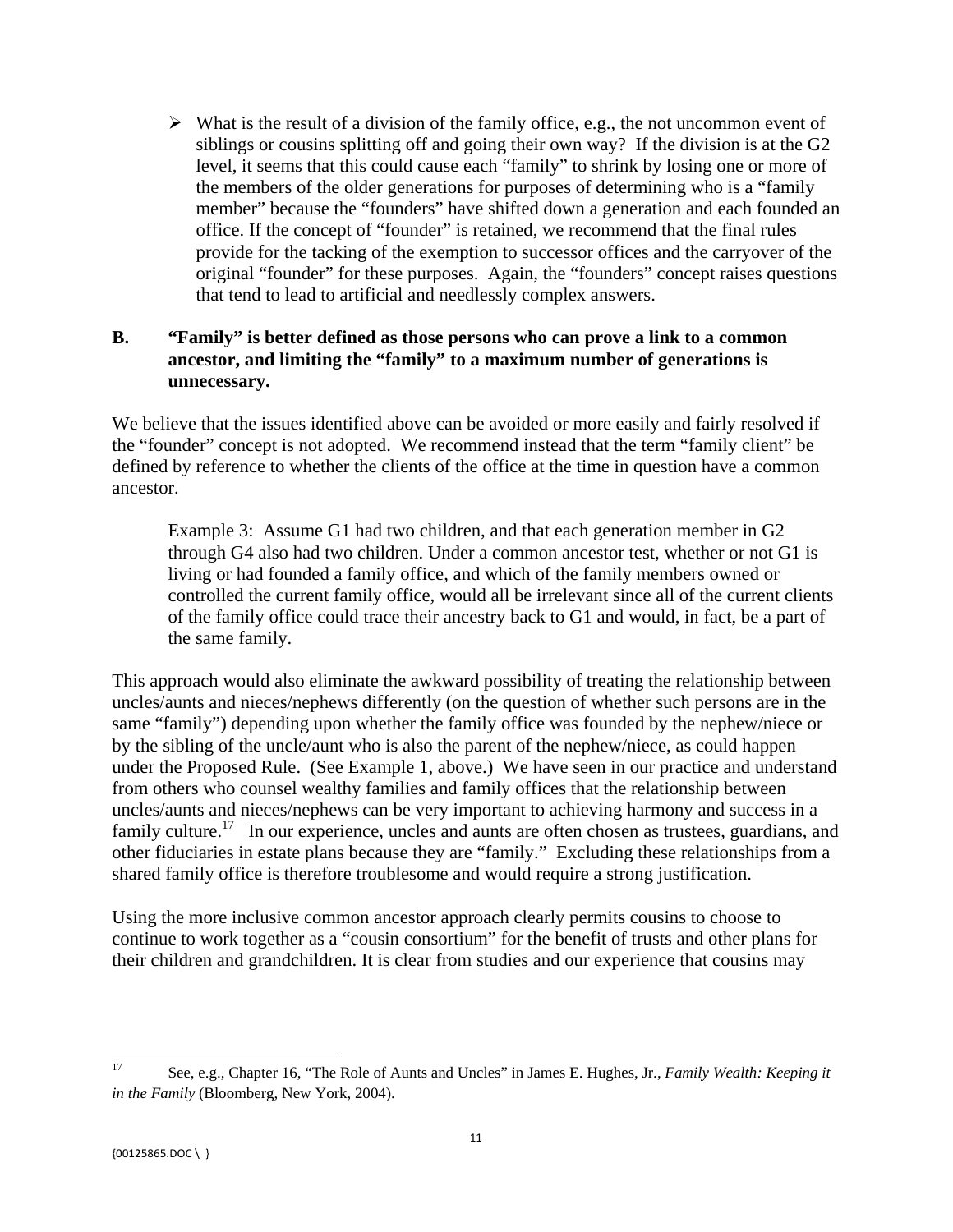- What is the result of a division of the family office, e.g., the not uncommon event of siblings or cousins splitting off and going their own way? If the division is at the G2 level, it seems that this could cause each "family" to shrink by losing one or more of the members of the older generations for purposes of determining who is a "family member" because the "founders" have shifted down a generation and each founded an office. If the concept of "founder" is retained, we recommend that the final rules provide for the tacking of the exemption to successor offices and the carryover of the original "founder" for these purposes. Again, the "founders" concept raises questions that tend to lead to artificial and needlessly complex answers.

**B. "Family" is better defined as those persons who can prove a link to a common ancestor, and limiting the "family" to a maximum number of generations is unnecessary.**

We believe that the issues identified above can be avoided or more easily and fairly resolved if the "founder" concept is not adopted. We recommend instead that the term "family client" be defined by reference to whether the clients of the office at the time in question have a common ancestor.

> Example 3: Assume G1 had two children, and that each generation member in G2 through G4 also had two children. Under a common ancestor test, whether or not G1 is living or had founded a family office, and which of the family members owned or controlled the current family office, would all be irrelevant since all of the current clients of the family office could trace their ancestry back to G1 and would, in fact, be a part of the same family.

This approach would also eliminate the awkward possibility of treating the relationship between uncles/aunts and nieces/nephews differently (on the question of whether such persons are in the same "family") depending upon whether the family office was founded by the nephew/niece or by the sibling of the uncle/aunt who is also the parent of the nephew/niece, as could happen under the Proposed Rule. (See Example 1, above.) We have seen in our practice and understand from others who counsel wealthy families and family offices that the relationship between uncles/aunts and nieces/nephews can be very important to achieving harmony and success in a family culture.[17] In our experience, uncles and aunts are often chosen as trustees, guardians, and other fiduciaries in estate plans because they are "family." Excluding these relationships from a shared family office is therefore troublesome and would require a strong justification.

Using the more inclusive common ancestor approach clearly permits cousins to choose to continue to work together as a "cousin consortium" for the benefit of trusts and other plans for their children and grandchildren. It is clear from studies and our experience that cousins may

---

[17] See, e.g., Chapter 16, "The Role of Aunts and Uncles" in James E. Hughes, Jr., *Family Wealth: Keeping it in the Family* (Bloomberg, New York, 2004).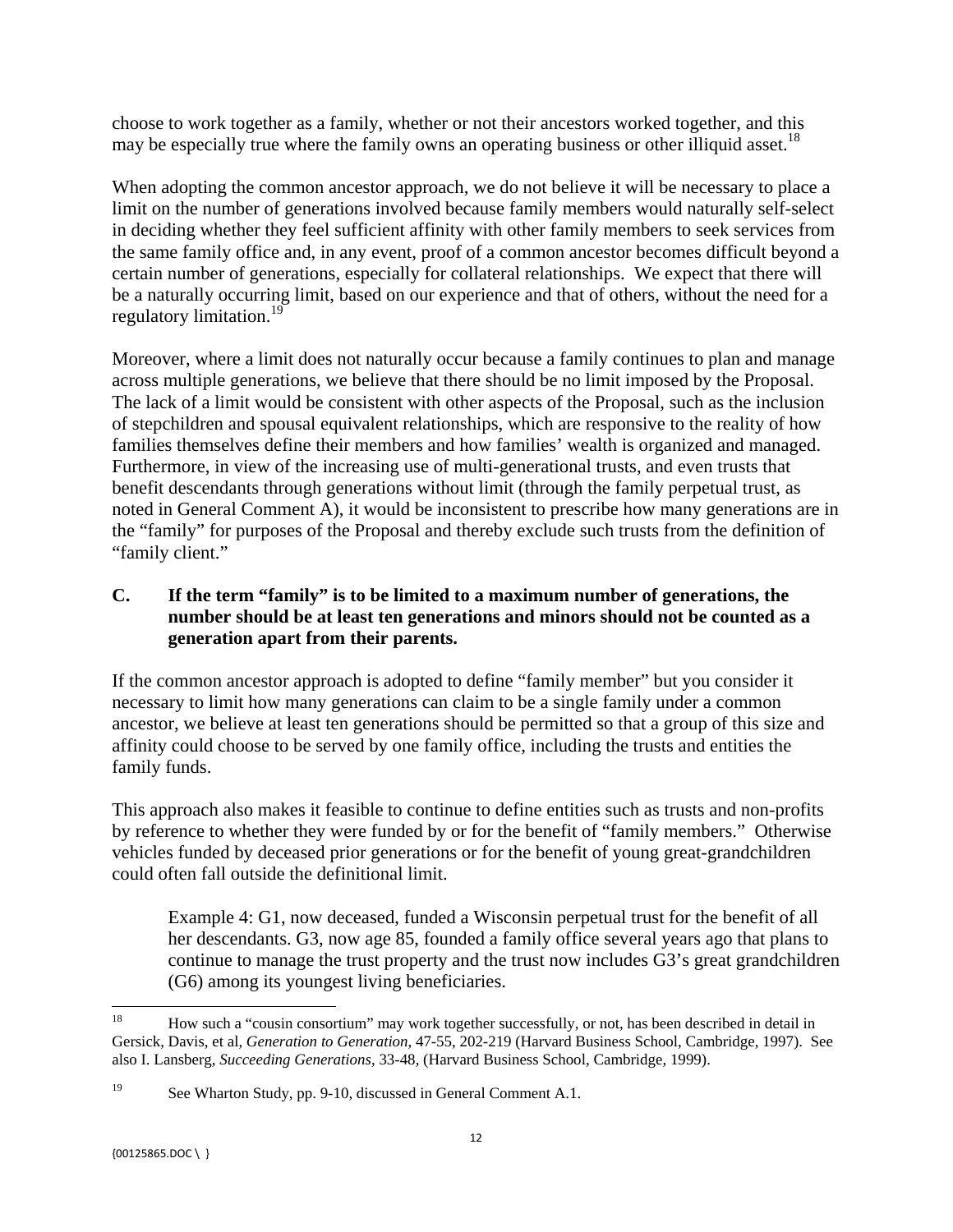choose to work together as a family, whether or not their ancestors worked together, and this may be especially true where the family owns an operating business or other illiquid asset.[18]

When adopting the common ancestor approach, we do not believe it will be necessary to place a limit on the number of generations involved because family members would naturally self-select in deciding whether they feel sufficient affinity with other family members to seek services from the same family office and, in any event, proof of a common ancestor becomes difficult beyond a certain number of generations, especially for collateral relationships. We expect that there will be a naturally occurring limit, based on our experience and that of others, without the need for a regulatory limitation.[19]

Moreover, where a limit does not naturally occur because a family continues to plan and manage across multiple generations, we believe that there should be no limit imposed by the Proposal. The lack of a limit would be consistent with other aspects of the Proposal, such as the inclusion of stepchildren and spousal equivalent relationships, which are responsive to the reality of how families themselves define their members and how families' wealth is organized and managed. Furthermore, in view of the increasing use of multi-generational trusts, and even trusts that benefit descendants through generations without limit (through the family perpetual trust, as noted in General Comment A), it would be inconsistent to prescribe how many generations are in the "family" for purposes of the Proposal and thereby exclude such trusts from the definition of "family client."

### C. If the term "family" is to be limited to a maximum number of generations, the number should be at least ten generations and minors should not be counted as a generation apart from their parents.

If the common ancestor approach is adopted to define "family member" but you consider it necessary to limit how many generations can claim to be a single family under a common ancestor, we believe at least ten generations should be permitted so that a group of this size and affinity could choose to be served by one family office, including the trusts and entities the family funds.

This approach also makes it feasible to continue to define entities such as trusts and non-profits by reference to whether they were funded by or for the benefit of "family members." Otherwise vehicles funded by deceased prior generations or for the benefit of young great-grandchildren could often fall outside the definitional limit.

> Example 4: G1, now deceased, funded a Wisconsin perpetual trust for the benefit of all her descendants. G3, now age 85, founded a family office several years ago that plans to continue to manage the trust property and the trust now includes G3's great grandchildren (G6) among its youngest living beneficiaries.

---

[18] How such a "cousin consortium" may work together successfully, or not, has been described in detail in Gersick, Davis, et al, *Generation to Generation*, 47-55, 202-219 (Harvard Business School, Cambridge, 1997). See also I. Lansberg, *Succeeding Generations*, 33-48, (Harvard Business School, Cambridge, 1999).

[19] See Wharton Study, pp. 9-10, discussed in General Comment A.1.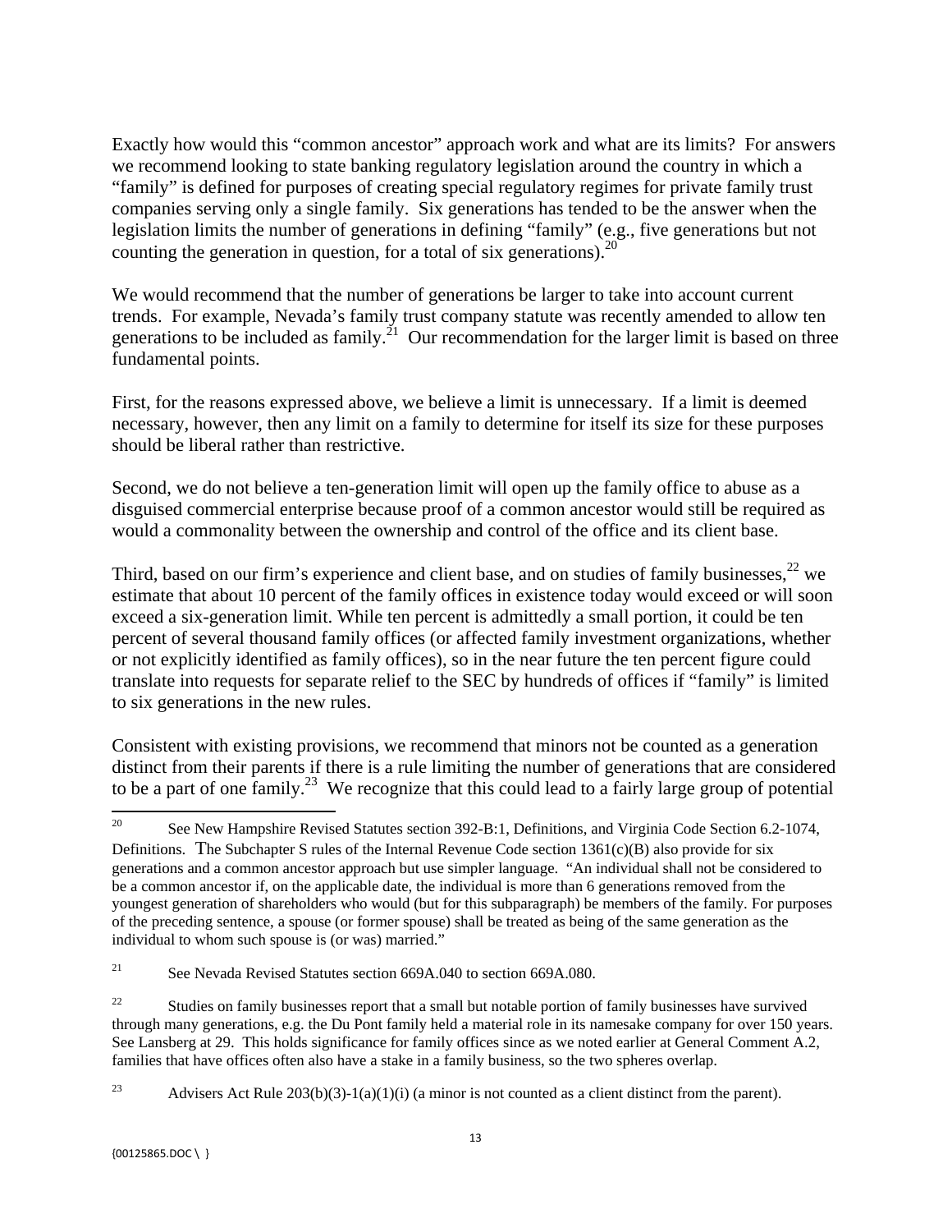Exactly how would this "common ancestor" approach work and what are its limits? For answers we recommend looking to state banking regulatory legislation around the country in which a "family" is defined for purposes of creating special regulatory regimes for private family trust companies serving only a single family. Six generations has tended to be the answer when the legislation limits the number of generations in defining "family" (e.g., five generations but not counting the generation in question, for a total of six generations).[20]

We would recommend that the number of generations be larger to take into account current trends. For example, Nevada's family trust company statute was recently amended to allow ten generations to be included as family.[21] Our recommendation for the larger limit is based on three fundamental points.

First, for the reasons expressed above, we believe a limit is unnecessary. If a limit is deemed necessary, however, then any limit on a family to determine for itself its size for these purposes should be liberal rather than restrictive.

Second, we do not believe a ten-generation limit will open up the family office to abuse as a disguised commercial enterprise because proof of a common ancestor would still be required as would a commonality between the ownership and control of the office and its client base.

Third, based on our firm's experience and client base, and on studies of family businesses,[22] we estimate that about 10 percent of the family offices in existence today would exceed or will soon exceed a six-generation limit. While ten percent is admittedly a small portion, it could be ten percent of several thousand family offices (or affected family investment organizations, whether or not explicitly identified as family offices), so in the near future the ten percent figure could translate into requests for separate relief to the SEC by hundreds of offices if "family" is limited to six generations in the new rules.

Consistent with existing provisions, we recommend that minors not be counted as a generation distinct from their parents if there is a rule limiting the number of generations that are considered to be a part of one family.[23] We recognize that this could lead to a fairly large group of potential

---

[20] See New Hampshire Revised Statutes section 392-B:1, Definitions, and Virginia Code Section 6.2-1074, Definitions. The Subchapter S rules of the Internal Revenue Code section 1361(c)(B) also provide for six generations and a common ancestor approach but use simpler language. "An individual shall not be considered to be a common ancestor if, on the applicable date, the individual is more than 6 generations removed from the youngest generation of shareholders who would (but for this subparagraph) be members of the family. For purposes of the preceding sentence, a spouse (or former spouse) shall be treated as being of the same generation as the individual to whom such spouse is (or was) married."

[21] See Nevada Revised Statutes section 669A.040 to section 669A.080.

[22] Studies on family businesses report that a small but notable portion of family businesses have survived through many generations, e.g. the Du Pont family held a material role in its namesake company for over 150 years. See Lansberg at 29. This holds significance for family offices since as we noted earlier at General Comment A.2, families that have offices often also have a stake in a family business, so the two spheres overlap.

[23] Advisers Act Rule 203(b)(3)-1(a)(1)(i) (a minor is not counted as a client distinct from the parent).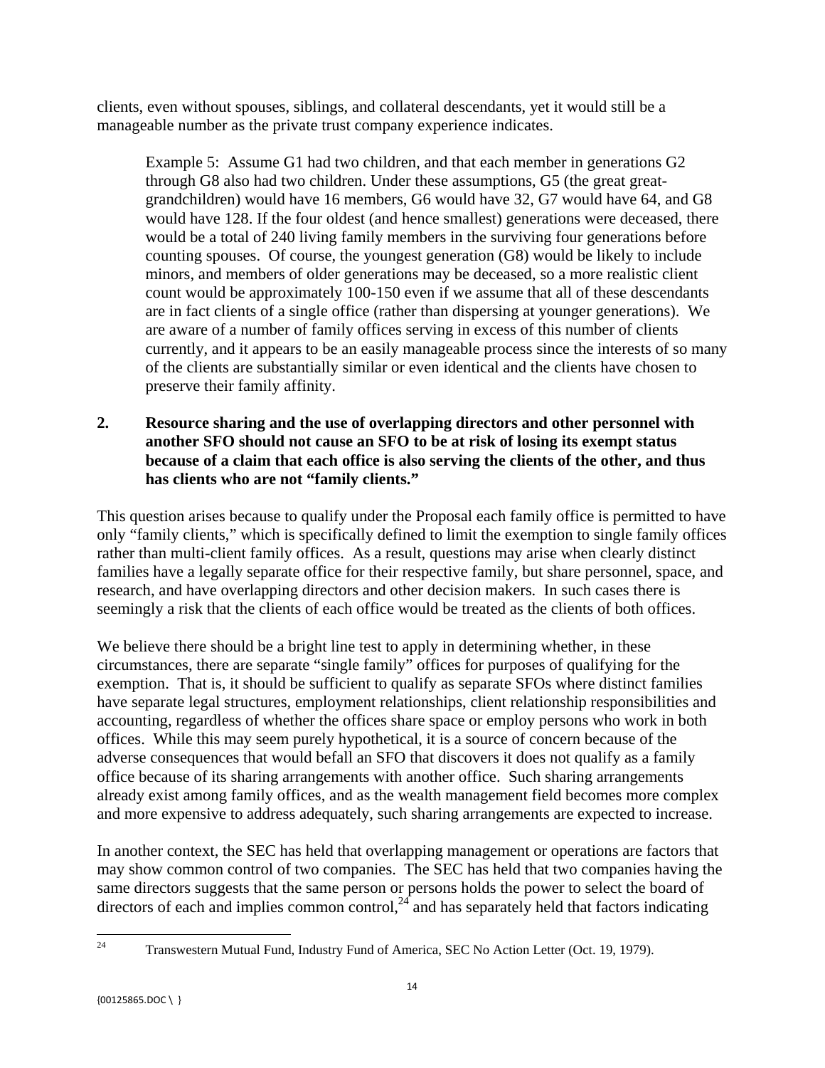clients, even without spouses, siblings, and collateral descendants, yet it would still be a manageable number as the private trust company experience indicates.

> Example 5: Assume G1 had two children, and that each member in generations G2 through G8 also had two children. Under these assumptions, G5 (the great great-grandchildren) would have 16 members, G6 would have 32, G7 would have 64, and G8 would have 128. If the four oldest (and hence smallest) generations were deceased, there would be a total of 240 living family members in the surviving four generations before counting spouses. Of course, the youngest generation (G8) would be likely to include minors, and members of older generations may be deceased, so a more realistic client count would be approximately 100-150 even if we assume that all of these descendants are in fact clients of a single office (rather than dispersing at younger generations). We are aware of a number of family offices serving in excess of this number of clients currently, and it appears to be an easily manageable process since the interests of so many of the clients are substantially similar or even identical and the clients have chosen to preserve their family affinity.

**2. Resource sharing and the use of overlapping directors and other personnel with another SFO should not cause an SFO to be at risk of losing its exempt status because of a claim that each office is also serving the clients of the other, and thus has clients who are not "family clients."**

This question arises because to qualify under the Proposal each family office is permitted to have only "family clients," which is specifically defined to limit the exemption to single family offices rather than multi-client family offices. As a result, questions may arise when clearly distinct families have a legally separate office for their respective family, but share personnel, space, and research, and have overlapping directors and other decision makers. In such cases there is seemingly a risk that the clients of each office would be treated as the clients of both offices.

We believe there should be a bright line test to apply in determining whether, in these circumstances, there are separate "single family" offices for purposes of qualifying for the exemption. That is, it should be sufficient to qualify as separate SFOs where distinct families have separate legal structures, employment relationships, client relationship responsibilities and accounting, regardless of whether the offices share space or employ persons who work in both offices. While this may seem purely hypothetical, it is a source of concern because of the adverse consequences that would befall an SFO that discovers it does not qualify as a family office because of its sharing arrangements with another office. Such sharing arrangements already exist among family offices, and as the wealth management field becomes more complex and more expensive to address adequately, such sharing arrangements are expected to increase.

In another context, the SEC has held that overlapping management or operations are factors that may show common control of two companies. The SEC has held that two companies having the same directors suggests that the same person or persons holds the power to select the board of directors of each and implies common control,[24] and has separately held that factors indicating

---

[24] Transwestern Mutual Fund, Industry Fund of America, SEC No Action Letter (Oct. 19, 1979).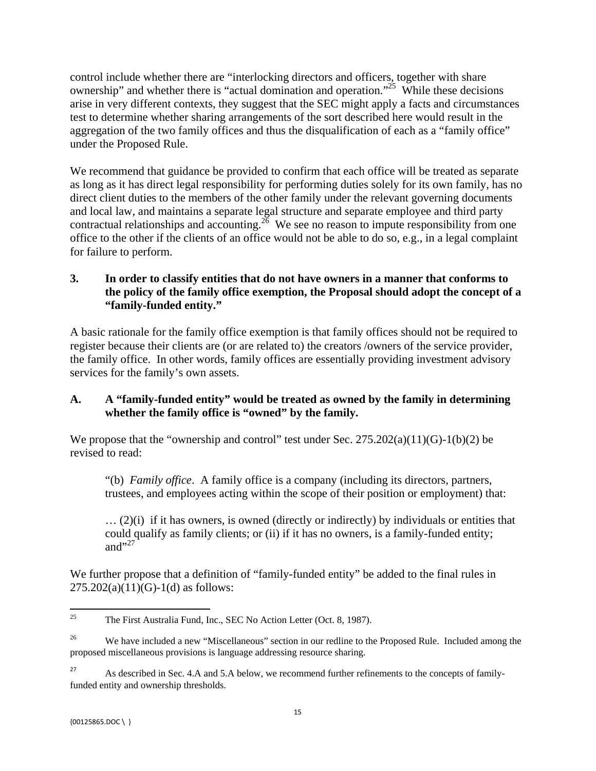control include whether there are "interlocking directors and officers, together with share ownership" and whether there is "actual domination and operation."[25] While these decisions arise in very different contexts, they suggest that the SEC might apply a facts and circumstances test to determine whether sharing arrangements of the sort described here would result in the aggregation of the two family offices and thus the disqualification of each as a "family office" under the Proposed Rule.

We recommend that guidance be provided to confirm that each office will be treated as separate as long as it has direct legal responsibility for performing duties solely for its own family, has no direct client duties to the members of the other family under the relevant governing documents and local law, and maintains a separate legal structure and separate employee and third party contractual relationships and accounting.[26] We see no reason to impute responsibility from one office to the other if the clients of an office would not be able to do so, e.g., in a legal complaint for failure to perform.

### 3. In order to classify entities that do not have owners in a manner that conforms to the policy of the family office exemption, the Proposal should adopt the concept of a "family-funded entity."

A basic rationale for the family office exemption is that family offices should not be required to register because their clients are (or are related to) the creators /owners of the service provider, the family office. In other words, family offices are essentially providing investment advisory services for the family's own assets.

### A. A "family-funded entity" would be treated as owned by the family in determining whether the family office is "owned" by the family.

We propose that the "ownership and control" test under Sec. 275.202(a)(11)(G)-1(b)(2) be revised to read:

> "(b) *Family office*. A family office is a company (including its directors, partners, trustees, and employees acting within the scope of their position or employment) that:
>
> … (2)(i) if it has owners, is owned (directly or indirectly) by individuals or entities that could qualify as family clients; or (ii) if it has no owners, is a family-funded entity; and"[27]

We further propose that a definition of "family-funded entity" be added to the final rules in 275.202(a)(11)(G)-1(d) as follows:

---

[25] The First Australia Fund, Inc., SEC No Action Letter (Oct. 8, 1987).

[26] We have included a new "Miscellaneous" section in our redline to the Proposed Rule. Included among the proposed miscellaneous provisions is language addressing resource sharing.

[27] As described in Sec. 4.A and 5.A below, we recommend further refinements to the concepts of family-funded entity and ownership thresholds.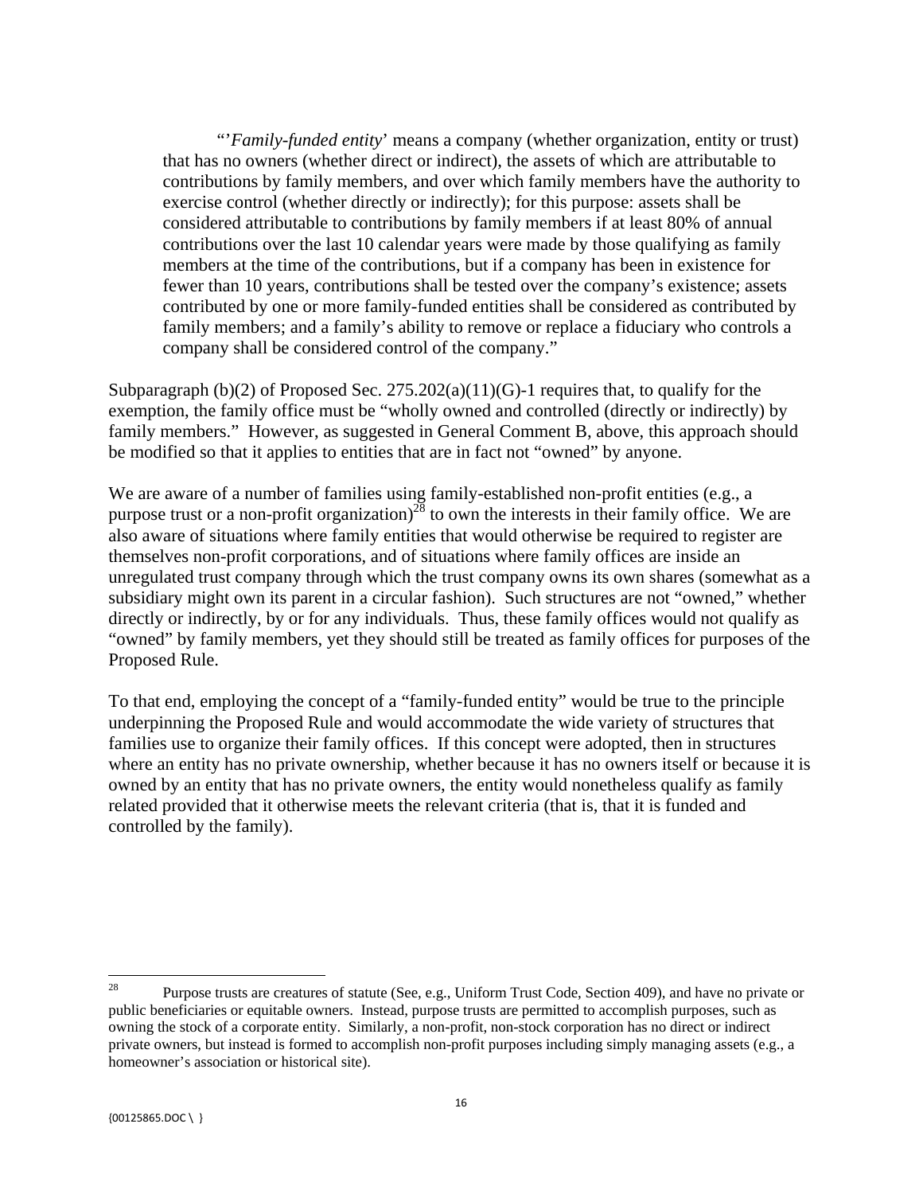"'*Family-funded entity*' means a company (whether organization, entity or trust) that has no owners (whether direct or indirect), the assets of which are attributable to contributions by family members, and over which family members have the authority to exercise control (whether directly or indirectly); for this purpose: assets shall be considered attributable to contributions by family members if at least 80% of annual contributions over the last 10 calendar years were made by those qualifying as family members at the time of the contributions, but if a company has been in existence for fewer than 10 years, contributions shall be tested over the company's existence; assets contributed by one or more family-funded entities shall be considered as contributed by family members; and a family's ability to remove or replace a fiduciary who controls a company shall be considered control of the company."

Subparagraph (b)(2) of Proposed Sec. 275.202(a)(11)(G)-1 requires that, to qualify for the exemption, the family office must be "wholly owned and controlled (directly or indirectly) by family members." However, as suggested in General Comment B, above, this approach should be modified so that it applies to entities that are in fact not "owned" by anyone.

We are aware of a number of families using family-established non-profit entities (e.g., a purpose trust or a non-profit organization)[28] to own the interests in their family office. We are also aware of situations where family entities that would otherwise be required to register are themselves non-profit corporations, and of situations where family offices are inside an unregulated trust company through which the trust company owns its own shares (somewhat as a subsidiary might own its parent in a circular fashion). Such structures are not "owned," whether directly or indirectly, by or for any individuals. Thus, these family offices would not qualify as "owned" by family members, yet they should still be treated as family offices for purposes of the Proposed Rule.

To that end, employing the concept of a "family-funded entity" would be true to the principle underpinning the Proposed Rule and would accommodate the wide variety of structures that families use to organize their family offices. If this concept were adopted, then in structures where an entity has no private ownership, whether because it has no owners itself or because it is owned by an entity that has no private owners, the entity would nonetheless qualify as family related provided that it otherwise meets the relevant criteria (that is, that it is funded and controlled by the family).

---

[28] Purpose trusts are creatures of statute (See, e.g., Uniform Trust Code, Section 409), and have no private or public beneficiaries or equitable owners. Instead, purpose trusts are permitted to accomplish purposes, such as owning the stock of a corporate entity. Similarly, a non-profit, non-stock corporation has no direct or indirect private owners, but instead is formed to accomplish non-profit purposes including simply managing assets (e.g., a homeowner's association or historical site).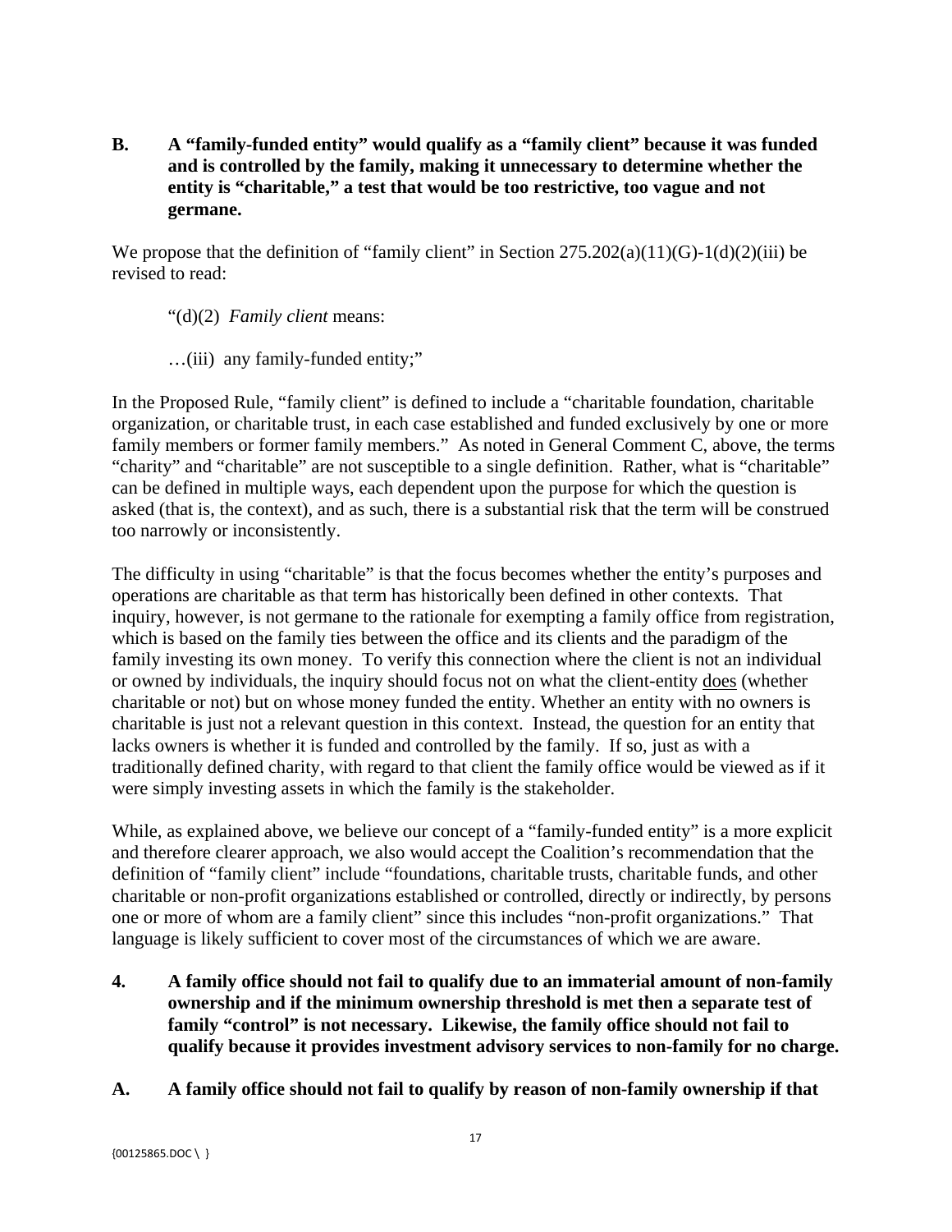**B. A "family-funded entity" would qualify as a "family client" because it was funded and is controlled by the family, making it unnecessary to determine whether the entity is "charitable," a test that would be too restrictive, too vague and not germane.**

We propose that the definition of "family client" in Section 275.202(a)(11)(G)-1(d)(2)(iii) be revised to read:

> "(d)(2) *Family client* means:
>
> …(iii) any family-funded entity;"

In the Proposed Rule, "family client" is defined to include a "charitable foundation, charitable organization, or charitable trust, in each case established and funded exclusively by one or more family members or former family members." As noted in General Comment C, above, the terms "charity" and "charitable" are not susceptible to a single definition. Rather, what is "charitable" can be defined in multiple ways, each dependent upon the purpose for which the question is asked (that is, the context), and as such, there is a substantial risk that the term will be construed too narrowly or inconsistently.

The difficulty in using "charitable" is that the focus becomes whether the entity's purposes and operations are charitable as that term has historically been defined in other contexts. That inquiry, however, is not germane to the rationale for exempting a family office from registration, which is based on the family ties between the office and its clients and the paradigm of the family investing its own money. To verify this connection where the client is not an individual or owned by individuals, the inquiry should focus not on what the client-entity <u>does</u> (whether charitable or not) but on whose money funded the entity. Whether an entity with no owners is charitable is just not a relevant question in this context. Instead, the question for an entity that lacks owners is whether it is funded and controlled by the family. If so, just as with a traditionally defined charity, with regard to that client the family office would be viewed as if it were simply investing assets in which the family is the stakeholder.

While, as explained above, we believe our concept of a "family-funded entity" is a more explicit and therefore clearer approach, we also would accept the Coalition's recommendation that the definition of "family client" include "foundations, charitable trusts, charitable funds, and other charitable or non-profit organizations established or controlled, directly or indirectly, by persons one or more of whom are a family client" since this includes "non-profit organizations." That language is likely sufficient to cover most of the circumstances of which we are aware.

**4. A family office should not fail to qualify due to an immaterial amount of non-family ownership and if the minimum ownership threshold is met then a separate test of family "control" is not necessary. Likewise, the family office should not fail to qualify because it provides investment advisory services to non-family for no charge.**

**A. A family office should not fail to qualify by reason of non-family ownership if that**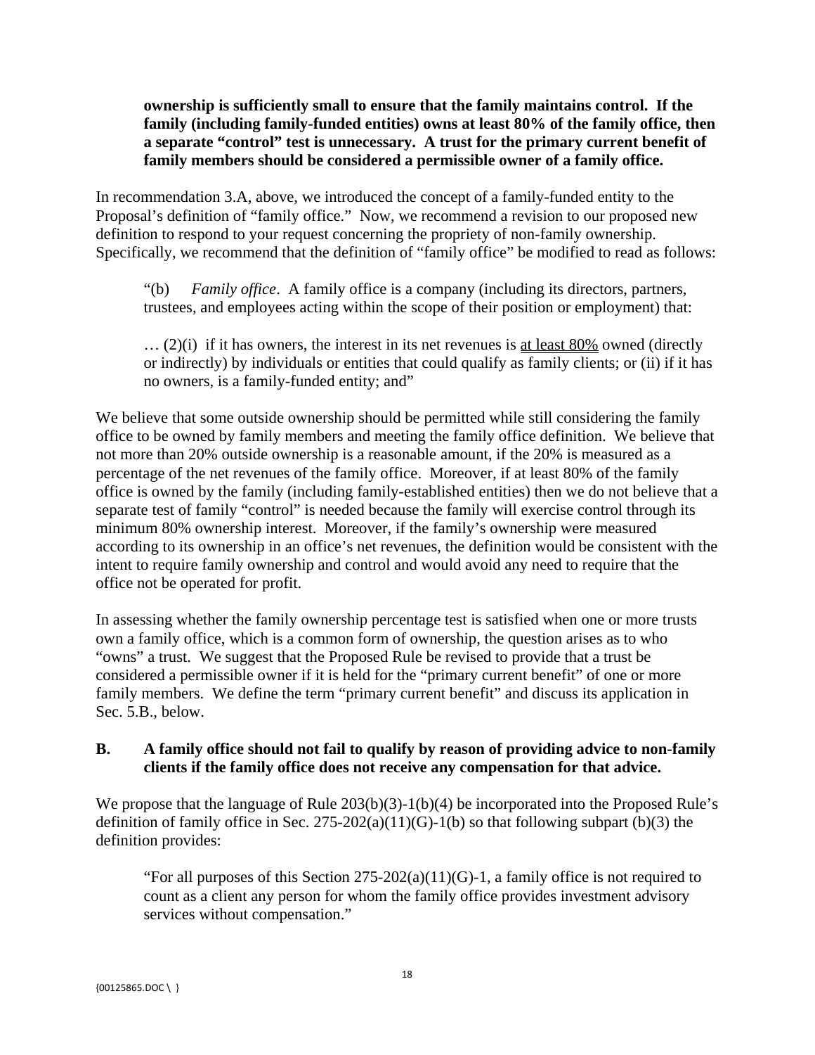**ownership is sufficiently small to ensure that the family maintains control. If the family (including family-funded entities) owns at least 80% of the family office, then a separate "control" test is unnecessary. A trust for the primary current benefit of family members should be considered a permissible owner of a family office.**

In recommendation 3.A, above, we introduced the concept of a family-funded entity to the Proposal's definition of "family office." Now, we recommend a revision to our proposed new definition to respond to your request concerning the propriety of non-family ownership. Specifically, we recommend that the definition of "family office" be modified to read as follows:

> "(b) *Family office*. A family office is a company (including its directors, partners, trustees, and employees acting within the scope of their position or employment) that:
>
> … (2)(i) if it has owners, the interest in its net revenues is <u>at least 80%</u> owned (directly or indirectly) by individuals or entities that could qualify as family clients; or (ii) if it has no owners, is a family-funded entity; and"

We believe that some outside ownership should be permitted while still considering the family office to be owned by family members and meeting the family office definition. We believe that not more than 20% outside ownership is a reasonable amount, if the 20% is measured as a percentage of the net revenues of the family office. Moreover, if at least 80% of the family office is owned by the family (including family-established entities) then we do not believe that a separate test of family "control" is needed because the family will exercise control through its minimum 80% ownership interest. Moreover, if the family's ownership were measured according to its ownership in an office's net revenues, the definition would be consistent with the intent to require family ownership and control and would avoid any need to require that the office not be operated for profit.

In assessing whether the family ownership percentage test is satisfied when one or more trusts own a family office, which is a common form of ownership, the question arises as to who "owns" a trust. We suggest that the Proposed Rule be revised to provide that a trust be considered a permissible owner if it is held for the "primary current benefit" of one or more family members. We define the term "primary current benefit" and discuss its application in Sec. 5.B., below.

**B. A family office should not fail to qualify by reason of providing advice to non-family clients if the family office does not receive any compensation for that advice.**

We propose that the language of Rule 203(b)(3)-1(b)(4) be incorporated into the Proposed Rule's definition of family office in Sec. 275-202(a)(11)(G)-1(b) so that following subpart (b)(3) the definition provides:

> "For all purposes of this Section 275-202(a)(11)(G)-1, a family office is not required to count as a client any person for whom the family office provides investment advisory services without compensation."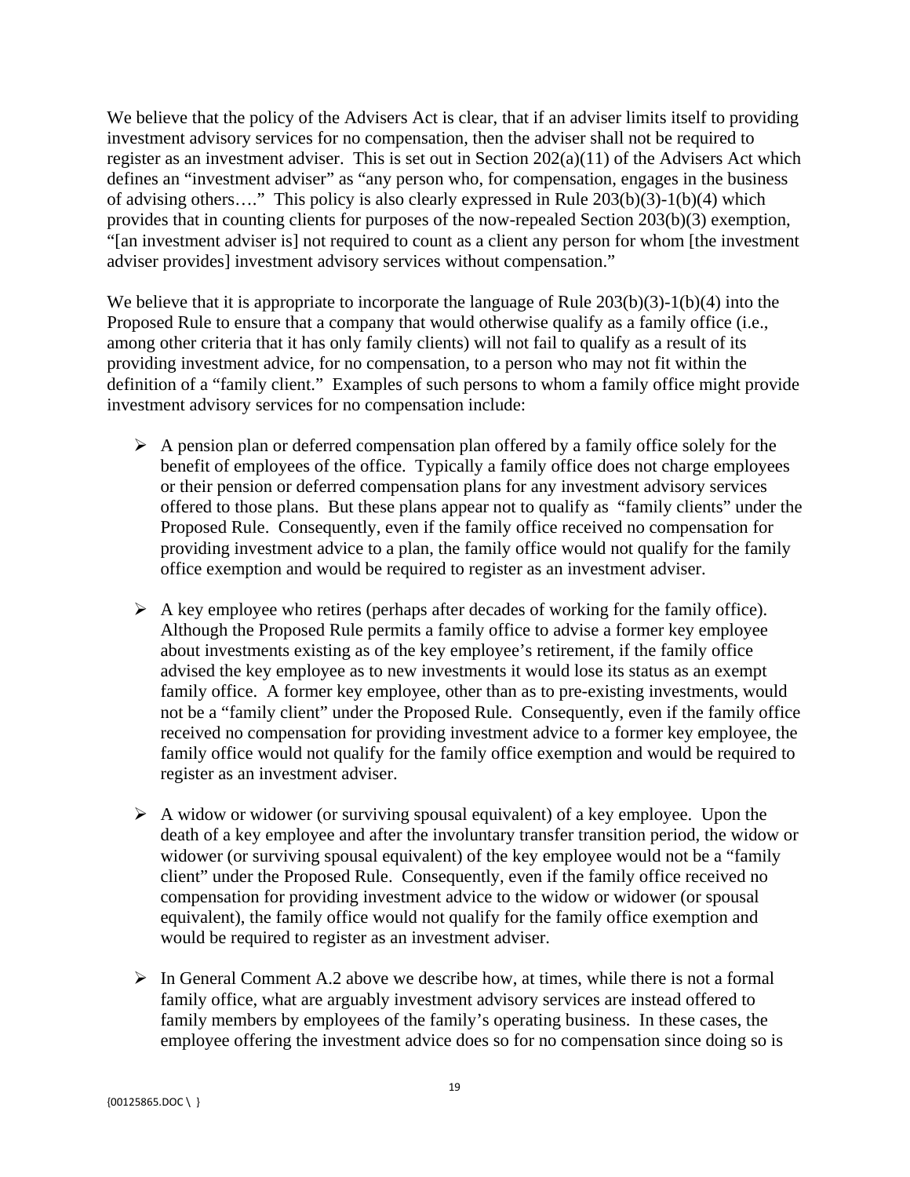We believe that the policy of the Advisers Act is clear, that if an adviser limits itself to providing investment advisory services for no compensation, then the adviser shall not be required to register as an investment adviser. This is set out in Section 202(a)(11) of the Advisers Act which defines an "investment adviser" as "any person who, for compensation, engages in the business of advising others…." This policy is also clearly expressed in Rule 203(b)(3)-1(b)(4) which provides that in counting clients for purposes of the now-repealed Section 203(b)(3) exemption, "[an investment adviser is] not required to count as a client any person for whom [the investment adviser provides] investment advisory services without compensation."

We believe that it is appropriate to incorporate the language of Rule 203(b)(3)-1(b)(4) into the Proposed Rule to ensure that a company that would otherwise qualify as a family office (i.e., among other criteria that it has only family clients) will not fail to qualify as a result of its providing investment advice, for no compensation, to a person who may not fit within the definition of a "family client." Examples of such persons to whom a family office might provide investment advisory services for no compensation include:

- A pension plan or deferred compensation plan offered by a family office solely for the benefit of employees of the office. Typically a family office does not charge employees or their pension or deferred compensation plans for any investment advisory services offered to those plans. But these plans appear not to qualify as "family clients" under the Proposed Rule. Consequently, even if the family office received no compensation for providing investment advice to a plan, the family office would not qualify for the family office exemption and would be required to register as an investment adviser.

- A key employee who retires (perhaps after decades of working for the family office). Although the Proposed Rule permits a family office to advise a former key employee about investments existing as of the key employee's retirement, if the family office advised the key employee as to new investments it would lose its status as an exempt family office. A former key employee, other than as to pre-existing investments, would not be a "family client" under the Proposed Rule. Consequently, even if the family office received no compensation for providing investment advice to a former key employee, the family office would not qualify for the family office exemption and would be required to register as an investment adviser.

- A widow or widower (or surviving spousal equivalent) of a key employee. Upon the death of a key employee and after the involuntary transfer transition period, the widow or widower (or surviving spousal equivalent) of the key employee would not be a "family client" under the Proposed Rule. Consequently, even if the family office received no compensation for providing investment advice to the widow or widower (or spousal equivalent), the family office would not qualify for the family office exemption and would be required to register as an investment adviser.

- In General Comment A.2 above we describe how, at times, while there is not a formal family office, what are arguably investment advisory services are instead offered to family members by employees of the family's operating business. In these cases, the employee offering the investment advice does so for no compensation since doing so is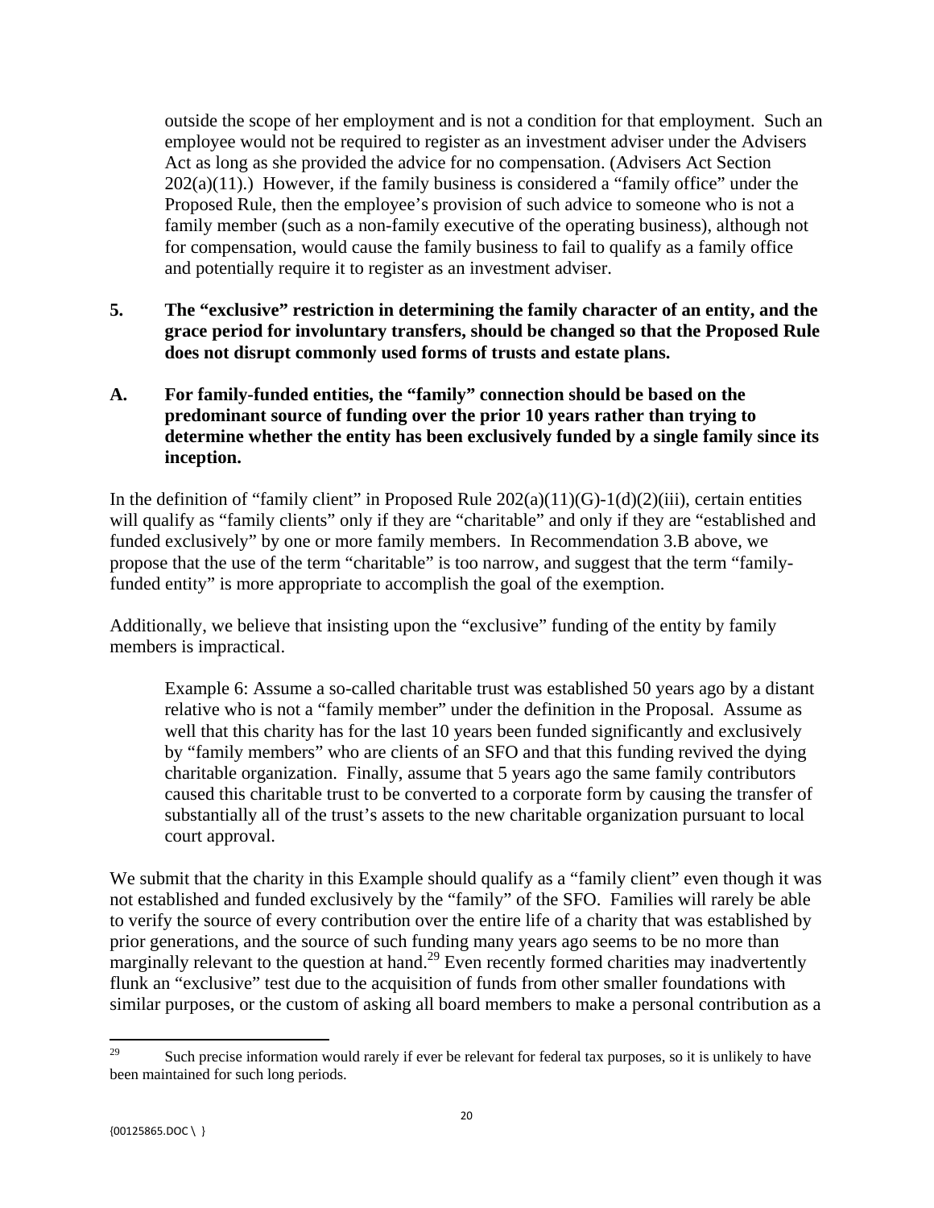outside the scope of her employment and is not a condition for that employment. Such an employee would not be required to register as an investment adviser under the Advisers Act as long as she provided the advice for no compensation. (Advisers Act Section 202(a)(11).) However, if the family business is considered a "family office" under the Proposed Rule, then the employee's provision of such advice to someone who is not a family member (such as a non-family executive of the operating business), although not for compensation, would cause the family business to fail to qualify as a family office and potentially require it to register as an investment adviser.

**5. The "exclusive" restriction in determining the family character of an entity, and the grace period for involuntary transfers, should be changed so that the Proposed Rule does not disrupt commonly used forms of trusts and estate plans.**

**A. For family-funded entities, the "family" connection should be based on the predominant source of funding over the prior 10 years rather than trying to determine whether the entity has been exclusively funded by a single family since its inception.**

In the definition of "family client" in Proposed Rule 202(a)(11)(G)-1(d)(2)(iii), certain entities will qualify as "family clients" only if they are "charitable" and only if they are "established and funded exclusively" by one or more family members. In Recommendation 3.B above, we propose that the use of the term "charitable" is too narrow, and suggest that the term "family-funded entity" is more appropriate to accomplish the goal of the exemption.

Additionally, we believe that insisting upon the "exclusive" funding of the entity by family members is impractical.

> Example 6: Assume a so-called charitable trust was established 50 years ago by a distant relative who is not a "family member" under the definition in the Proposal. Assume as well that this charity has for the last 10 years been funded significantly and exclusively by "family members" who are clients of an SFO and that this funding revived the dying charitable organization. Finally, assume that 5 years ago the same family contributors caused this charitable trust to be converted to a corporate form by causing the transfer of substantially all of the trust's assets to the new charitable organization pursuant to local court approval.

We submit that the charity in this Example should qualify as a "family client" even though it was not established and funded exclusively by the "family" of the SFO. Families will rarely be able to verify the source of every contribution over the entire life of a charity that was established by prior generations, and the source of such funding many years ago seems to be no more than marginally relevant to the question at hand.[29] Even recently formed charities may inadvertently flunk an "exclusive" test due to the acquisition of funds from other smaller foundations with similar purposes, or the custom of asking all board members to make a personal contribution as a

---

[29] Such precise information would rarely if ever be relevant for federal tax purposes, so it is unlikely to have been maintained for such long periods.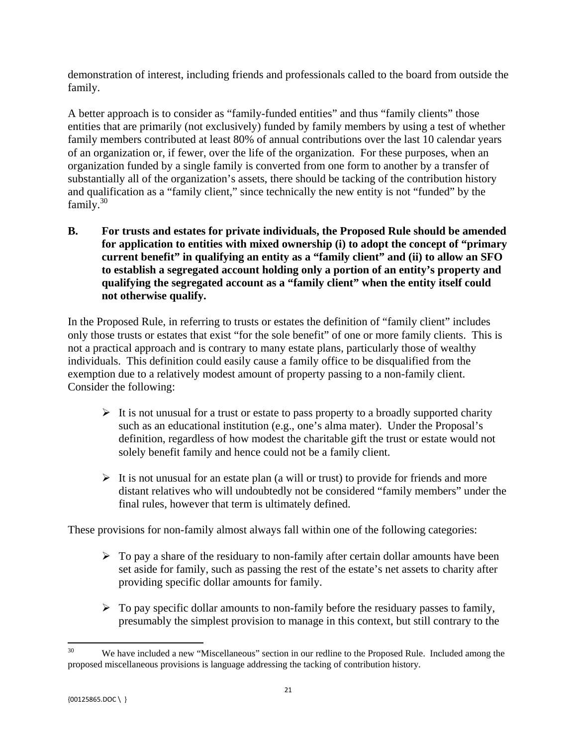demonstration of interest, including friends and professionals called to the board from outside the family.

A better approach is to consider as "family-funded entities" and thus "family clients" those entities that are primarily (not exclusively) funded by family members by using a test of whether family members contributed at least 80% of annual contributions over the last 10 calendar years of an organization or, if fewer, over the life of the organization. For these purposes, when an organization funded by a single family is converted from one form to another by a transfer of substantially all of the organization's assets, there should be tacking of the contribution history and qualification as a "family client," since technically the new entity is not "funded" by the family.[30]

**B. For trusts and estates for private individuals, the Proposed Rule should be amended for application to entities with mixed ownership (i) to adopt the concept of "primary current benefit" in qualifying an entity as a "family client" and (ii) to allow an SFO to establish a segregated account holding only a portion of an entity's property and qualifying the segregated account as a "family client" when the entity itself could not otherwise qualify.**

In the Proposed Rule, in referring to trusts or estates the definition of "family client" includes only those trusts or estates that exist "for the sole benefit" of one or more family clients. This is not a practical approach and is contrary to many estate plans, particularly those of wealthy individuals. This definition could easily cause a family office to be disqualified from the exemption due to a relatively modest amount of property passing to a non-family client. Consider the following:

- It is not unusual for a trust or estate to pass property to a broadly supported charity such as an educational institution (e.g., one's alma mater). Under the Proposal's definition, regardless of how modest the charitable gift the trust or estate would not solely benefit family and hence could not be a family client.
- It is not unusual for an estate plan (a will or trust) to provide for friends and more distant relatives who will undoubtedly not be considered "family members" under the final rules, however that term is ultimately defined.

These provisions for non-family almost always fall within one of the following categories:

- To pay a share of the residuary to non-family after certain dollar amounts have been set aside for family, such as passing the rest of the estate's net assets to charity after providing specific dollar amounts for family.
- To pay specific dollar amounts to non-family before the residuary passes to family, presumably the simplest provision to manage in this context, but still contrary to the

[30] We have included a new "Miscellaneous" section in our redline to the Proposed Rule. Included among the proposed miscellaneous provisions is language addressing the tacking of contribution history.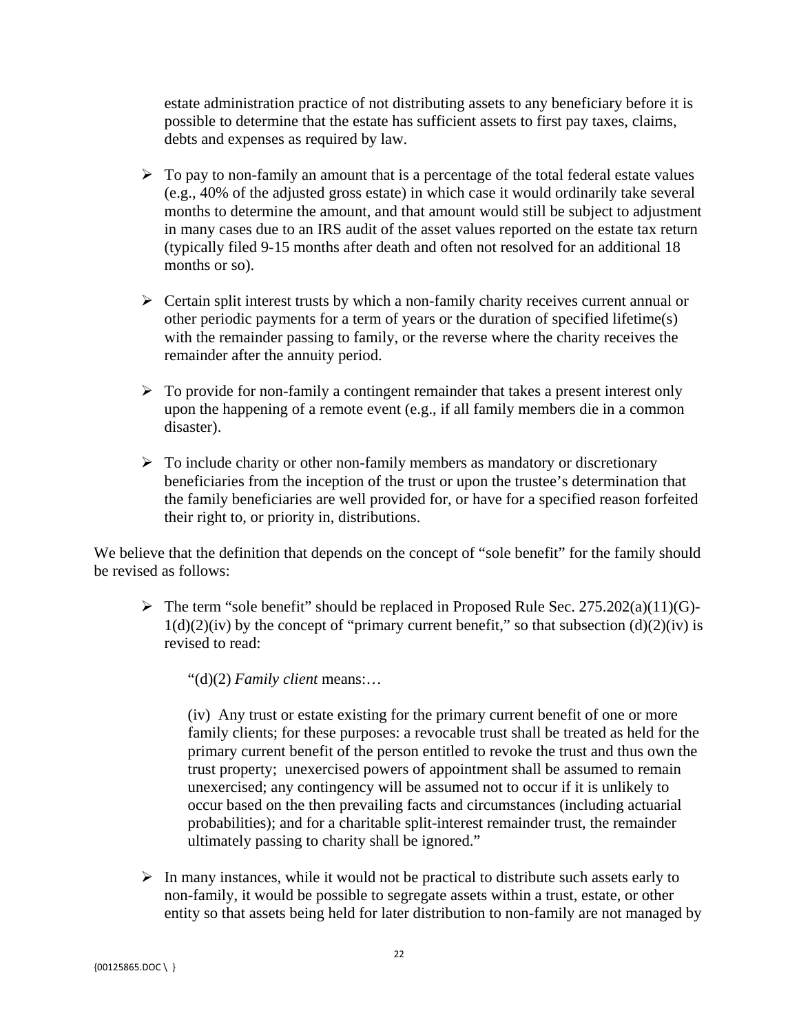estate administration practice of not distributing assets to any beneficiary before it is possible to determine that the estate has sufficient assets to first pay taxes, claims, debts and expenses as required by law.

- To pay to non-family an amount that is a percentage of the total federal estate values (e.g., 40% of the adjusted gross estate) in which case it would ordinarily take several months to determine the amount, and that amount would still be subject to adjustment in many cases due to an IRS audit of the asset values reported on the estate tax return (typically filed 9-15 months after death and often not resolved for an additional 18 months or so).

- Certain split interest trusts by which a non-family charity receives current annual or other periodic payments for a term of years or the duration of specified lifetime(s) with the remainder passing to family, or the reverse where the charity receives the remainder after the annuity period.

- To provide for non-family a contingent remainder that takes a present interest only upon the happening of a remote event (e.g., if all family members die in a common disaster).

- To include charity or other non-family members as mandatory or discretionary beneficiaries from the inception of the trust or upon the trustee's determination that the family beneficiaries are well provided for, or have for a specified reason forfeited their right to, or priority in, distributions.

We believe that the definition that depends on the concept of "sole benefit" for the family should be revised as follows:

- The term "sole benefit" should be replaced in Proposed Rule Sec. 275.202(a)(11)(G)-1(d)(2)(iv) by the concept of "primary current benefit," so that subsection (d)(2)(iv) is revised to read:

  "(d)(2) *Family client* means:…

  (iv) Any trust or estate existing for the primary current benefit of one or more family clients; for these purposes: a revocable trust shall be treated as held for the primary current benefit of the person entitled to revoke the trust and thus own the trust property; unexercised powers of appointment shall be assumed to remain unexercised; any contingency will be assumed not to occur if it is unlikely to occur based on the then prevailing facts and circumstances (including actuarial probabilities); and for a charitable split-interest remainder trust, the remainder ultimately passing to charity shall be ignored."

- In many instances, while it would not be practical to distribute such assets early to non-family, it would be possible to segregate assets within a trust, estate, or other entity so that assets being held for later distribution to non-family are not managed by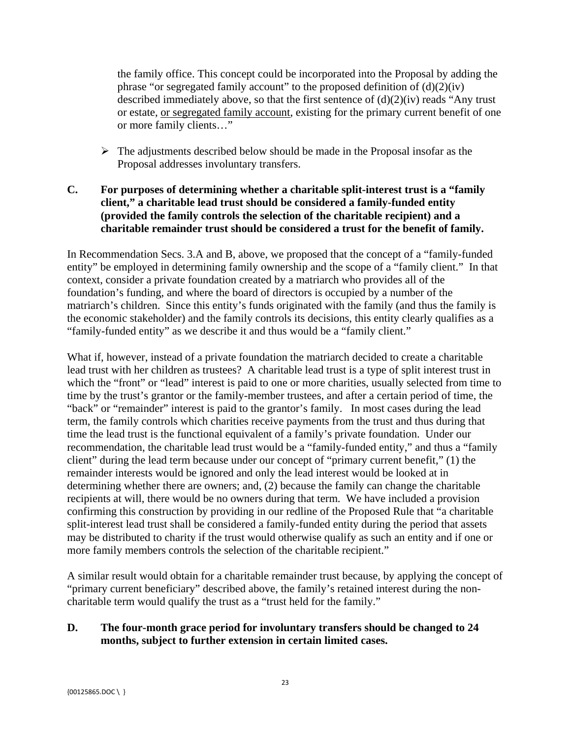the family office. This concept could be incorporated into the Proposal by adding the phrase "or segregated family account" to the proposed definition of (d)(2)(iv) described immediately above, so that the first sentence of (d)(2)(iv) reads "Any trust or estate, <u>or segregated family account</u>, existing for the primary current benefit of one or more family clients…"

- The adjustments described below should be made in the Proposal insofar as the Proposal addresses involuntary transfers.

**C. For purposes of determining whether a charitable split-interest trust is a "family client," a charitable lead trust should be considered a family-funded entity (provided the family controls the selection of the charitable recipient) and a charitable remainder trust should be considered a trust for the benefit of family.**

In Recommendation Secs. 3.A and B, above, we proposed that the concept of a "family-funded entity" be employed in determining family ownership and the scope of a "family client." In that context, consider a private foundation created by a matriarch who provides all of the foundation's funding, and where the board of directors is occupied by a number of the matriarch's children. Since this entity's funds originated with the family (and thus the family is the economic stakeholder) and the family controls its decisions, this entity clearly qualifies as a "family-funded entity" as we describe it and thus would be a "family client."

What if, however, instead of a private foundation the matriarch decided to create a charitable lead trust with her children as trustees? A charitable lead trust is a type of split interest trust in which the "front" or "lead" interest is paid to one or more charities, usually selected from time to time by the trust's grantor or the family-member trustees, and after a certain period of time, the "back" or "remainder" interest is paid to the grantor's family. In most cases during the lead term, the family controls which charities receive payments from the trust and thus during that time the lead trust is the functional equivalent of a family's private foundation. Under our recommendation, the charitable lead trust would be a "family-funded entity," and thus a "family client" during the lead term because under our concept of "primary current benefit," (1) the remainder interests would be ignored and only the lead interest would be looked at in determining whether there are owners; and, (2) because the family can change the charitable recipients at will, there would be no owners during that term. We have included a provision confirming this construction by providing in our redline of the Proposed Rule that "a charitable split-interest lead trust shall be considered a family-funded entity during the period that assets may be distributed to charity if the trust would otherwise qualify as such an entity and if one or more family members controls the selection of the charitable recipient."

A similar result would obtain for a charitable remainder trust because, by applying the concept of "primary current beneficiary" described above, the family's retained interest during the non-charitable term would qualify the trust as a "trust held for the family."

**D. The four-month grace period for involuntary transfers should be changed to 24 months, subject to further extension in certain limited cases.**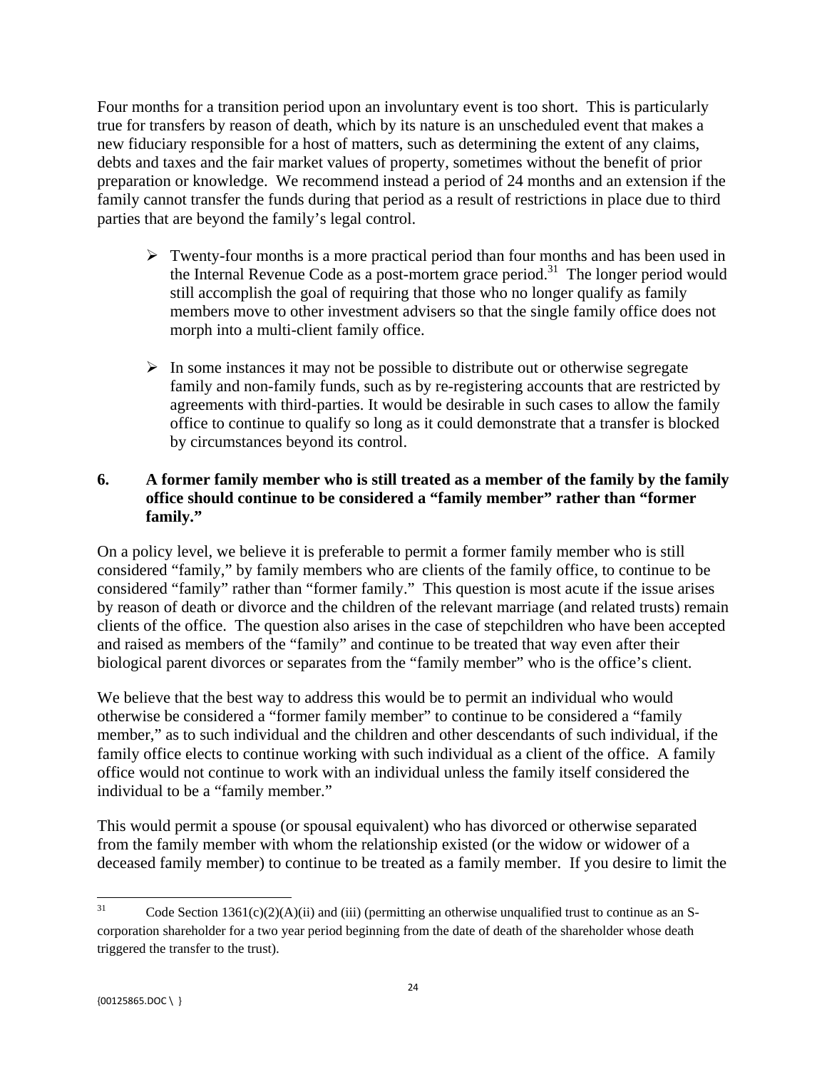Four months for a transition period upon an involuntary event is too short. This is particularly true for transfers by reason of death, which by its nature is an unscheduled event that makes a new fiduciary responsible for a host of matters, such as determining the extent of any claims, debts and taxes and the fair market values of property, sometimes without the benefit of prior preparation or knowledge. We recommend instead a period of 24 months and an extension if the family cannot transfer the funds during that period as a result of restrictions in place due to third parties that are beyond the family's legal control.

- Twenty-four months is a more practical period than four months and has been used in the Internal Revenue Code as a post-mortem grace period.[31] The longer period would still accomplish the goal of requiring that those who no longer qualify as family members move to other investment advisers so that the single family office does not morph into a multi-client family office.

- In some instances it may not be possible to distribute out or otherwise segregate family and non-family funds, such as by re-registering accounts that are restricted by agreements with third-parties. It would be desirable in such cases to allow the family office to continue to qualify so long as it could demonstrate that a transfer is blocked by circumstances beyond its control.

**6. A former family member who is still treated as a member of the family by the family office should continue to be considered a "family member" rather than "former family."**

On a policy level, we believe it is preferable to permit a former family member who is still considered "family," by family members who are clients of the family office, to continue to be considered "family" rather than "former family." This question is most acute if the issue arises by reason of death or divorce and the children of the relevant marriage (and related trusts) remain clients of the office. The question also arises in the case of stepchildren who have been accepted and raised as members of the "family" and continue to be treated that way even after their biological parent divorces or separates from the "family member" who is the office's client.

We believe that the best way to address this would be to permit an individual who would otherwise be considered a "former family member" to continue to be considered a "family member," as to such individual and the children and other descendants of such individual, if the family office elects to continue working with such individual as a client of the office. A family office would not continue to work with an individual unless the family itself considered the individual to be a "family member."

This would permit a spouse (or spousal equivalent) who has divorced or otherwise separated from the family member with whom the relationship existed (or the widow or widower of a deceased family member) to continue to be treated as a family member. If you desire to limit the

---

[31] Code Section 1361(c)(2)(A)(ii) and (iii) (permitting an otherwise unqualified trust to continue as an S-corporation shareholder for a two year period beginning from the date of death of the shareholder whose death triggered the transfer to the trust).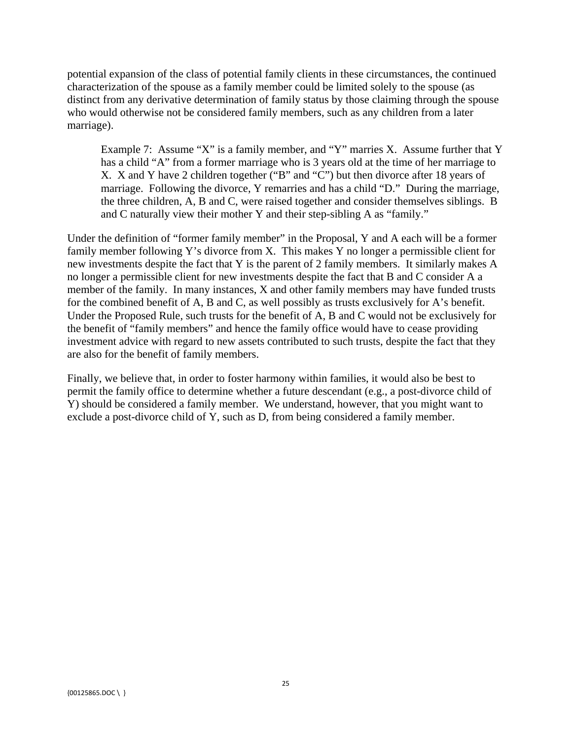potential expansion of the class of potential family clients in these circumstances, the continued characterization of the spouse as a family member could be limited solely to the spouse (as distinct from any derivative determination of family status by those claiming through the spouse who would otherwise not be considered family members, such as any children from a later marriage).

> Example 7: Assume "X" is a family member, and "Y" marries X. Assume further that Y has a child "A" from a former marriage who is 3 years old at the time of her marriage to X. X and Y have 2 children together ("B" and "C") but then divorce after 18 years of marriage. Following the divorce, Y remarries and has a child "D." During the marriage, the three children, A, B and C, were raised together and consider themselves siblings. B and C naturally view their mother Y and their step-sibling A as "family."

Under the definition of "former family member" in the Proposal, Y and A each will be a former family member following Y's divorce from X. This makes Y no longer a permissible client for new investments despite the fact that Y is the parent of 2 family members. It similarly makes A no longer a permissible client for new investments despite the fact that B and C consider A a member of the family. In many instances, X and other family members may have funded trusts for the combined benefit of A, B and C, as well possibly as trusts exclusively for A's benefit. Under the Proposed Rule, such trusts for the benefit of A, B and C would not be exclusively for the benefit of "family members" and hence the family office would have to cease providing investment advice with regard to new assets contributed to such trusts, despite the fact that they are also for the benefit of family members.

Finally, we believe that, in order to foster harmony within families, it would also be best to permit the family office to determine whether a future descendant (e.g., a post-divorce child of Y) should be considered a family member. We understand, however, that you might want to exclude a post-divorce child of Y, such as D, from being considered a family member.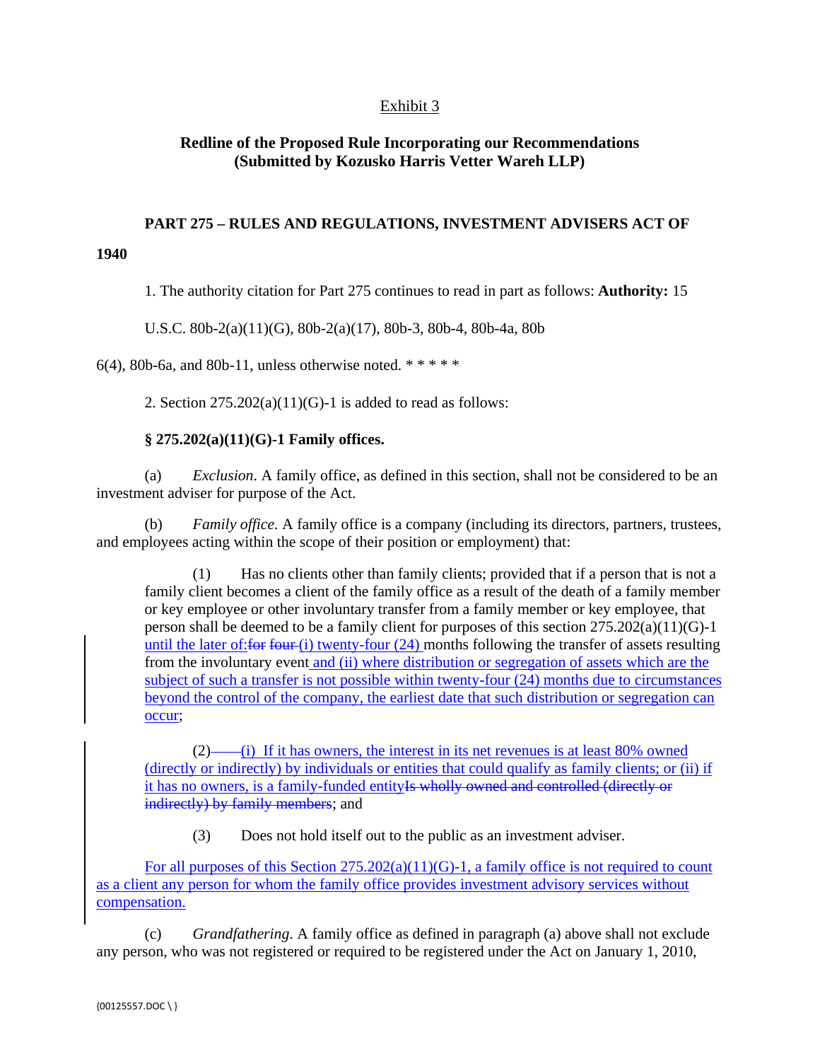Exhibit 3

**Redline of the Proposed Rule Incorporating our Recommendations (Submitted by Kozusko Harris Vetter Wareh LLP)**

**PART 275 – RULES AND REGULATIONS, INVESTMENT ADVISERS ACT OF 1940**

1. The authority citation for Part 275 continues to read in part as follows: **Authority:** 15 U.S.C. 80b-2(a)(11)(G), 80b-2(a)(17), 80b-3, 80b-4, 80b-4a, 80b 6(4), 80b-6a, and 80b-11, unless otherwise noted. * * * * *

2. Section 275.202(a)(11)(G)-1 is added to read as follows:

**§ 275.202(a)(11)(G)-1 Family offices.**

(a) *Exclusion*. A family office, as defined in this section, shall not be considered to be an investment adviser for purpose of the Act.

(b) *Family office.* A family office is a company (including its directors, partners, trustees, and employees acting within the scope of their position or employment) that:

(1) Has no clients other than family clients; provided that if a person that is not a family client becomes a client of the family office as a result of the death of a family member or key employee or other involuntary transfer from a family member or key employee, that person shall be deemed to be a family client for purposes of this section 275.202(a)(11)(G)-1 until the later of:~~for four~~ (i) twenty-four (24) months following the transfer of assets resulting from the involuntary event and (ii) where distribution or segregation of assets which are the subject of such a transfer is not possible within twenty-four (24) months due to circumstances beyond the control of the company, the earliest date that such distribution or segregation can occur;

(2) (i) If it has owners, the interest in its net revenues is at least 80% owned (directly or indirectly) by individuals or entities that could qualify as family clients; or (ii) if it has no owners, is a family-funded entity~~Is wholly owned and controlled (directly or indirectly) by family members~~; and

(3) Does not hold itself out to the public as an investment adviser.

For all purposes of this Section 275.202(a)(11)(G)-1, a family office is not required to count as a client any person for whom the family office provides investment advisory services without compensation.

(c) *Grandfathering*. A family office as defined in paragraph (a) above shall not exclude any person, who was not registered or required to be registered under the Act on January 1, 2010,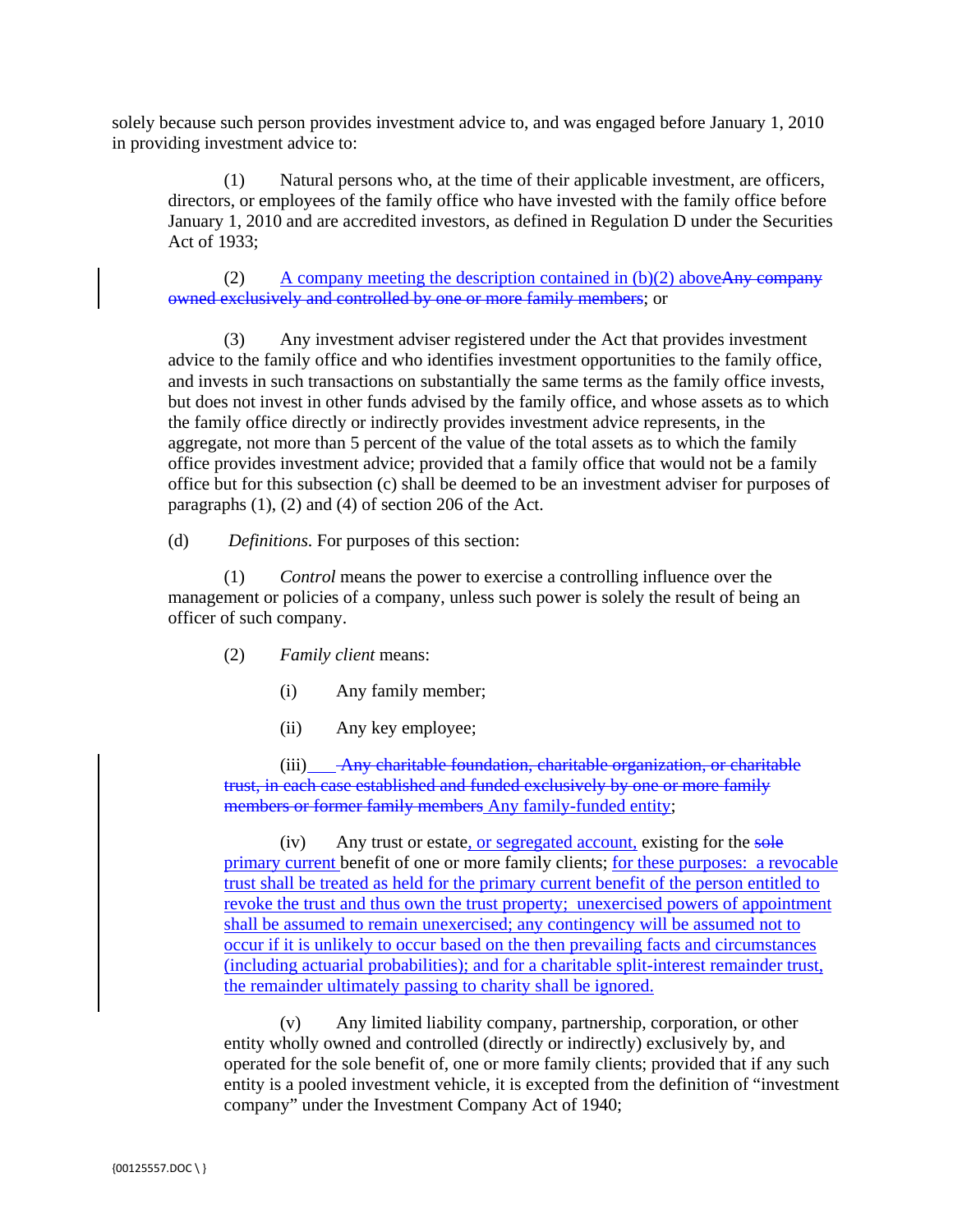solely because such person provides investment advice to, and was engaged before January 1, 2010 in providing investment advice to:

(1) Natural persons who, at the time of their applicable investment, are officers, directors, or employees of the family office who have invested with the family office before January 1, 2010 and are accredited investors, as defined in Regulation D under the Securities Act of 1933;

(2) A company meeting the description contained in (b)(2) above~~Any company owned exclusively and controlled by one or more family members~~; or

(3) Any investment adviser registered under the Act that provides investment advice to the family office and who identifies investment opportunities to the family office, and invests in such transactions on substantially the same terms as the family office invests, but does not invest in other funds advised by the family office, and whose assets as to which the family office directly or indirectly provides investment advice represents, in the aggregate, not more than 5 percent of the value of the total assets as to which the family office provides investment advice; provided that a family office that would not be a family office but for this subsection (c) shall be deemed to be an investment adviser for purposes of paragraphs (1), (2) and (4) of section 206 of the Act.

(d) *Definitions.* For purposes of this section:

(1) *Control* means the power to exercise a controlling influence over the management or policies of a company, unless such power is solely the result of being an officer of such company.

(2) *Family client* means:

(i) Any family member;

(ii) Any key employee;

(iii) ~~Any charitable foundation, charitable organization, or charitable trust, in each case established and funded exclusively by one or more family members or former family members~~ Any family-funded entity;

(iv) Any trust or estate, or segregated account, existing for the ~~sole~~ primary current benefit of one or more family clients; for these purposes: a revocable trust shall be treated as held for the primary current benefit of the person entitled to revoke the trust and thus own the trust property; unexercised powers of appointment shall be assumed to remain unexercised; any contingency will be assumed not to occur if it is unlikely to occur based on the then prevailing facts and circumstances (including actuarial probabilities); and for a charitable split-interest remainder trust, the remainder ultimately passing to charity shall be ignored.

(v) Any limited liability company, partnership, corporation, or other entity wholly owned and controlled (directly or indirectly) exclusively by, and operated for the sole benefit of, one or more family clients; provided that if any such entity is a pooled investment vehicle, it is excepted from the definition of "investment company" under the Investment Company Act of 1940;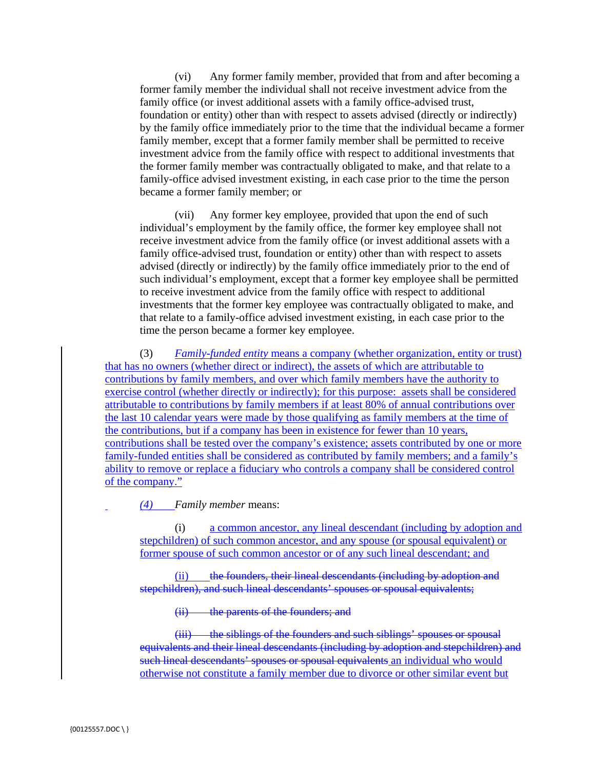(vi) Any former family member, provided that from and after becoming a former family member the individual shall not receive investment advice from the family office (or invest additional assets with a family office-advised trust, foundation or entity) other than with respect to assets advised (directly or indirectly) by the family office immediately prior to the time that the individual became a former family member, except that a former family member shall be permitted to receive investment advice from the family office with respect to additional investments that the former family member was contractually obligated to make, and that relate to a family-office advised investment existing, in each case prior to the time the person became a former family member; or

(vii) Any former key employee, provided that upon the end of such individual's employment by the family office, the former key employee shall not receive investment advice from the family office (or invest additional assets with a family office-advised trust, foundation or entity) other than with respect to assets advised (directly or indirectly) by the family office immediately prior to the end of such individual's employment, except that a former key employee shall be permitted to receive investment advice from the family office with respect to additional investments that the former key employee was contractually obligated to make, and that relate to a family-office advised investment existing, in each case prior to the time the person became a former key employee.

(3) *Family-funded entity* means a company (whether organization, entity or trust) that has no owners (whether direct or indirect), the assets of which are attributable to contributions by family members, and over which family members have the authority to exercise control (whether directly or indirectly); for this purpose: assets shall be considered attributable to contributions by family members if at least 80% of annual contributions over the last 10 calendar years were made by those qualifying as family members at the time of the contributions, but if a company has been in existence for fewer than 10 years, contributions shall be tested over the company's existence; assets contributed by one or more family-funded entities shall be considered as contributed by family members; and a family's ability to remove or replace a fiduciary who controls a company shall be considered control of the company."

*(4)* *Family member* means:

(i) a common ancestor, any lineal descendant (including by adoption and stepchildren) of such common ancestor, and any spouse (or spousal equivalent) or former spouse of such common ancestor or of any such lineal descendant; and

(ii) ~~the founders, their lineal descendants (including by adoption and stepchildren), and such lineal descendants' spouses or spousal equivalents;~~

~~(ii) the parents of the founders; and~~

~~(iii) the siblings of the founders and such siblings' spouses or spousal equivalents and their lineal descendants (including by adoption and stepchildren) and such lineal descendants' spouses or spousal equivalents~~ an individual who would otherwise not constitute a family member due to divorce or other similar event but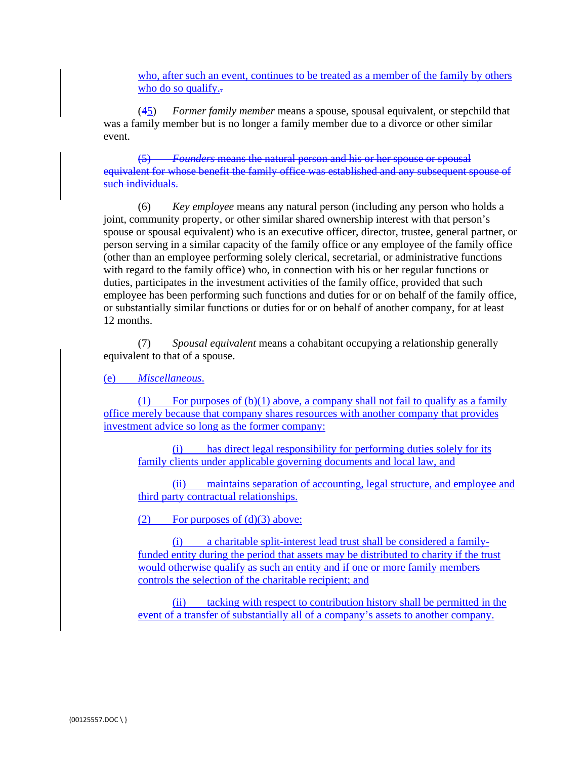who, after such an event, continues to be treated as a member of the family by others who do so qualify.

(45) *Former family member* means a spouse, spousal equivalent, or stepchild that was a family member but is no longer a family member due to a divorce or other similar event.

~~(5) *Founders* means the natural person and his or her spouse or spousal equivalent for whose benefit the family office was established and any subsequent spouse of such individuals.~~

(6) *Key employee* means any natural person (including any person who holds a joint, community property, or other similar shared ownership interest with that person's spouse or spousal equivalent) who is an executive officer, director, trustee, general partner, or person serving in a similar capacity of the family office or any employee of the family office (other than an employee performing solely clerical, secretarial, or administrative functions with regard to the family office) who, in connection with his or her regular functions or duties, participates in the investment activities of the family office, provided that such employee has been performing such functions and duties for or on behalf of the family office, or substantially similar functions or duties for or on behalf of another company, for at least 12 months.

(7) *Spousal equivalent* means a cohabitant occupying a relationship generally equivalent to that of a spouse.

(e) *Miscellaneous.*

(1) For purposes of (b)(1) above, a company shall not fail to qualify as a family office merely because that company shares resources with another company that provides investment advice so long as the former company:

(i) has direct legal responsibility for performing duties solely for its family clients under applicable governing documents and local law, and

(ii) maintains separation of accounting, legal structure, and employee and third party contractual relationships.

(2) For purposes of (d)(3) above:

(i) a charitable split-interest lead trust shall be considered a family-funded entity during the period that assets may be distributed to charity if the trust would otherwise qualify as such an entity and if one or more family members controls the selection of the charitable recipient; and

(ii) tacking with respect to contribution history shall be permitted in the event of a transfer of substantially all of a company's assets to another company.